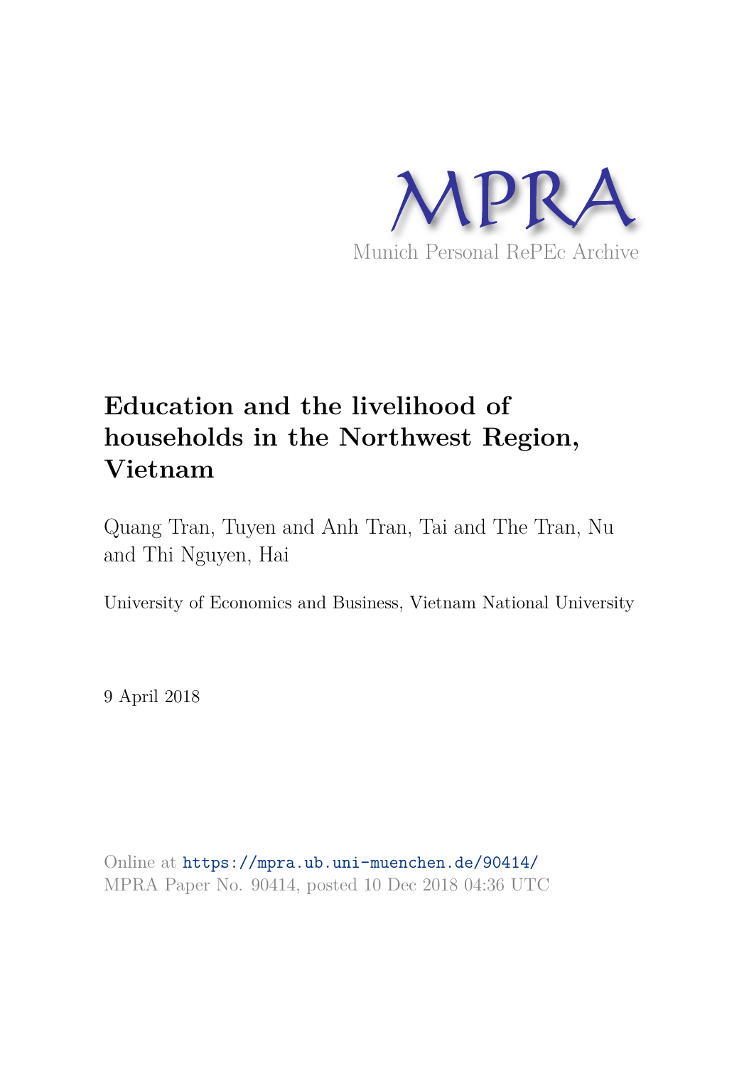MPRA

Munich Personal RePEc Archive

# Education and the livelihood of households in the Northwest Region, Vietnam

Quang Tran, Tuyen and Anh Tran, Tai and The Tran, Nu and Thi Nguyen, Hai

University of Economics and Business, Vietnam National University

9 April 2018

Online at https://mpra.ub.uni-muenchen.de/90414/
MPRA Paper No. 90414, posted 10 Dec 2018 04:36 UTC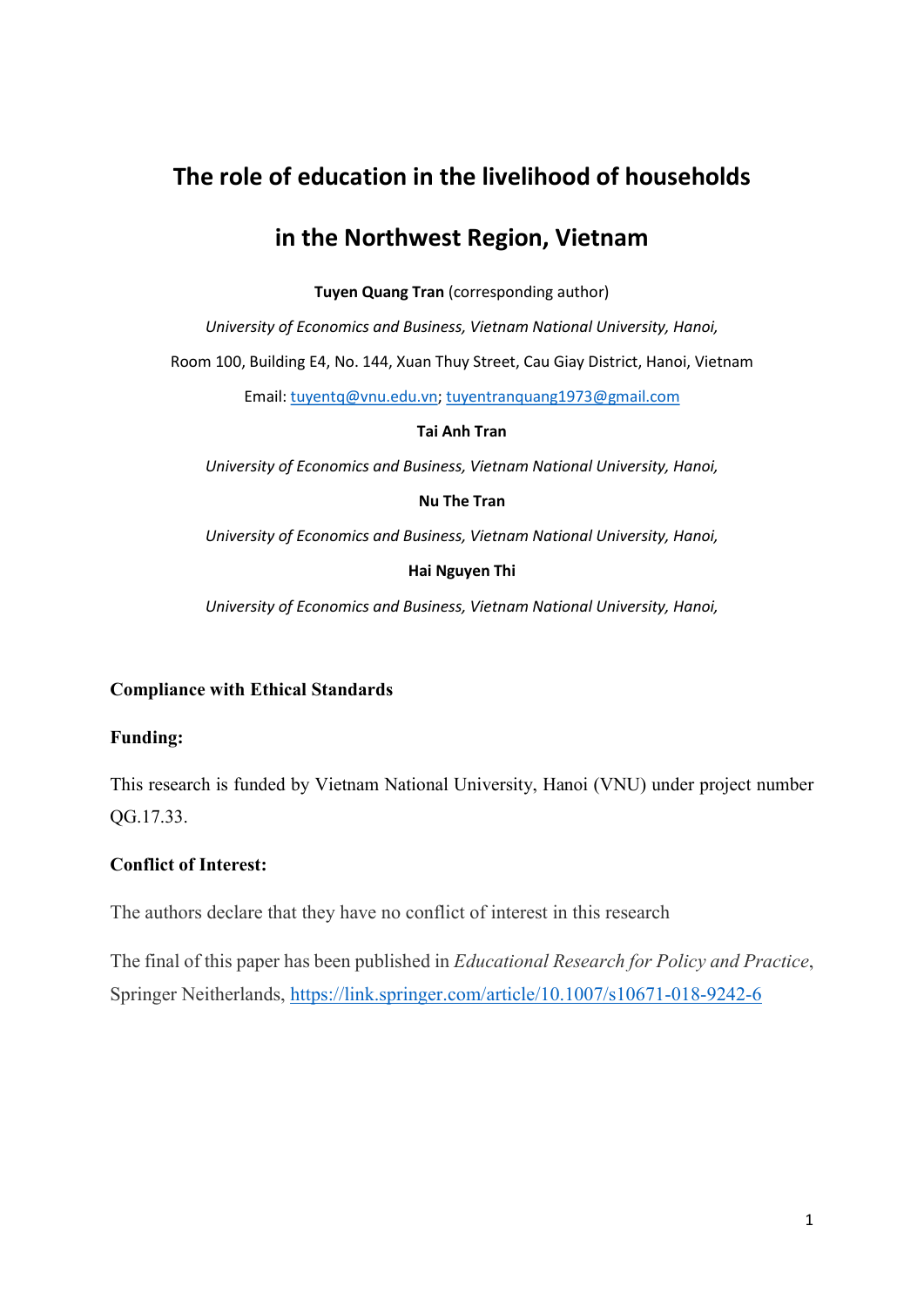# The role of education in the livelihood of households in the Northwest Region, Vietnam

**Tuyen Quang Tran** (corresponding author)

*University of Economics and Business, Vietnam National University, Hanoi,*

Room 100, Building E4, No. 144, Xuan Thuy Street, Cau Giay District, Hanoi, Vietnam

Email: tuyentq@vnu.edu.vn; tuyentranquang1973@gmail.com

**Tai Anh Tran**

*University of Economics and Business, Vietnam National University, Hanoi,*

**Nu The Tran**

*University of Economics and Business, Vietnam National University, Hanoi,*

**Hai Nguyen Thi**

*University of Economics and Business, Vietnam National University, Hanoi,*

**Compliance with Ethical Standards**

**Funding:**

This research is funded by Vietnam National University, Hanoi (VNU) under project number QG.17.33.

**Conflict of Interest:**

The authors declare that they have no conflict of interest in this research

The final of this paper has been published in *Educational Research for Policy and Practice*, Springer Neitherlands, https://link.springer.com/article/10.1007/s10671-018-9242-6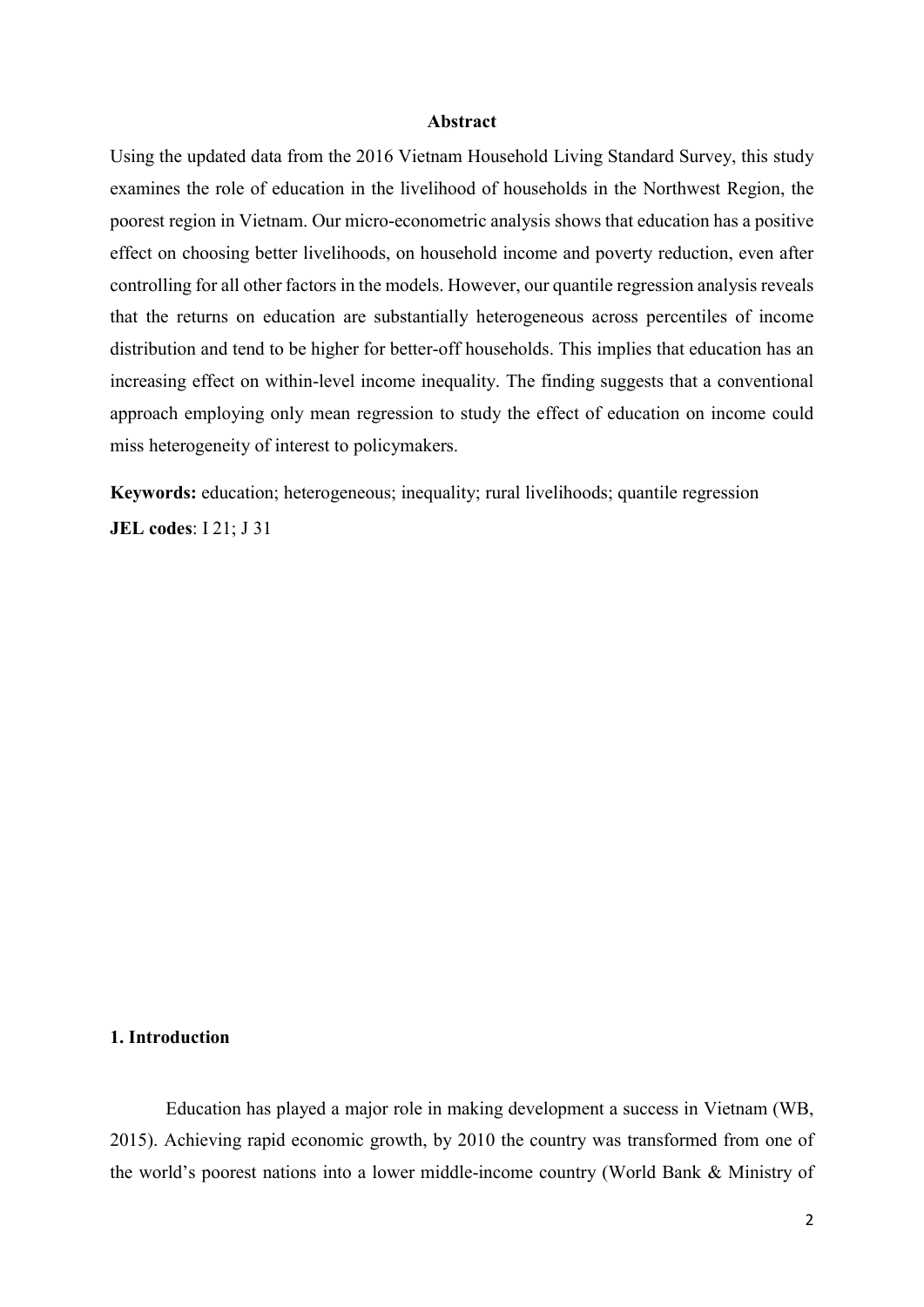## Abstract

Using the updated data from the 2016 Vietnam Household Living Standard Survey, this study examines the role of education in the livelihood of households in the Northwest Region, the poorest region in Vietnam. Our micro-econometric analysis shows that education has a positive effect on choosing better livelihoods, on household income and poverty reduction, even after controlling for all other factors in the models. However, our quantile regression analysis reveals that the returns on education are substantially heterogeneous across percentiles of income distribution and tend to be higher for better-off households. This implies that education has an increasing effect on within-level income inequality. The finding suggests that a conventional approach employing only mean regression to study the effect of education on income could miss heterogeneity of interest to policymakers.

**Keywords:** education; heterogeneous; inequality; rural livelihoods; quantile regression

**JEL codes**: I 21; J 31

## 1. Introduction

Education has played a major role in making development a success in Vietnam (WB, 2015). Achieving rapid economic growth, by 2010 the country was transformed from one of the world's poorest nations into a lower middle-income country (World Bank & Ministry of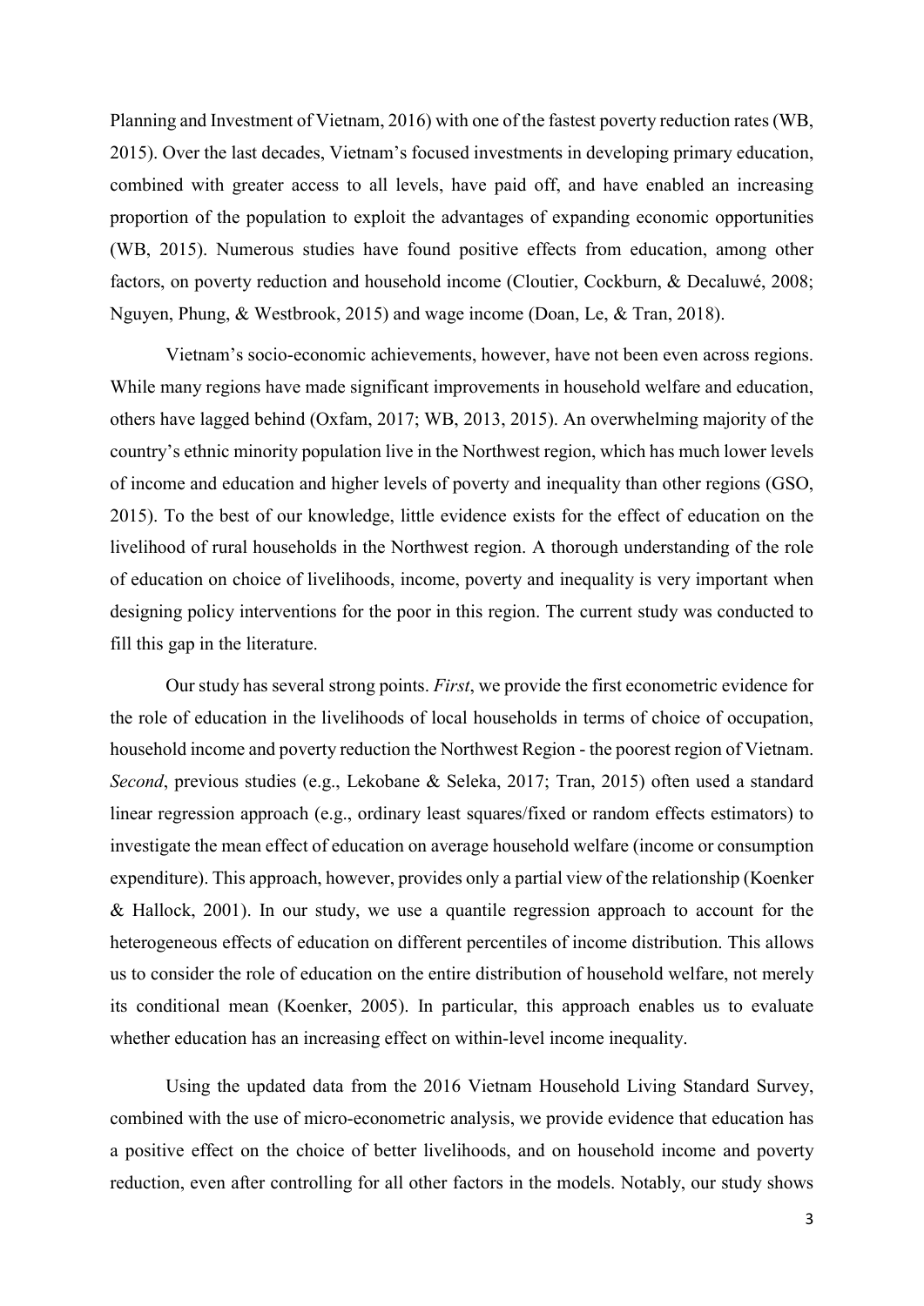Planning and Investment of Vietnam, 2016) with one of the fastest poverty reduction rates (WB, 2015). Over the last decades, Vietnam's focused investments in developing primary education, combined with greater access to all levels, have paid off, and have enabled an increasing proportion of the population to exploit the advantages of expanding economic opportunities (WB, 2015). Numerous studies have found positive effects from education, among other factors, on poverty reduction and household income (Cloutier, Cockburn, & Decaluwé, 2008; Nguyen, Phung, & Westbrook, 2015) and wage income (Doan, Le, & Tran, 2018).

Vietnam's socio-economic achievements, however, have not been even across regions. While many regions have made significant improvements in household welfare and education, others have lagged behind (Oxfam, 2017; WB, 2013, 2015). An overwhelming majority of the country's ethnic minority population live in the Northwest region, which has much lower levels of income and education and higher levels of poverty and inequality than other regions (GSO, 2015). To the best of our knowledge, little evidence exists for the effect of education on the livelihood of rural households in the Northwest region. A thorough understanding of the role of education on choice of livelihoods, income, poverty and inequality is very important when designing policy interventions for the poor in this region. The current study was conducted to fill this gap in the literature.

Our study has several strong points. *First*, we provide the first econometric evidence for the role of education in the livelihoods of local households in terms of choice of occupation, household income and poverty reduction the Northwest Region - the poorest region of Vietnam. *Second*, previous studies (e.g., Lekobane & Seleka, 2017; Tran, 2015) often used a standard linear regression approach (e.g., ordinary least squares/fixed or random effects estimators) to investigate the mean effect of education on average household welfare (income or consumption expenditure). This approach, however, provides only a partial view of the relationship (Koenker & Hallock, 2001). In our study, we use a quantile regression approach to account for the heterogeneous effects of education on different percentiles of income distribution. This allows us to consider the role of education on the entire distribution of household welfare, not merely its conditional mean (Koenker, 2005). In particular, this approach enables us to evaluate whether education has an increasing effect on within-level income inequality.

Using the updated data from the 2016 Vietnam Household Living Standard Survey, combined with the use of micro-econometric analysis, we provide evidence that education has a positive effect on the choice of better livelihoods, and on household income and poverty reduction, even after controlling for all other factors in the models. Notably, our study shows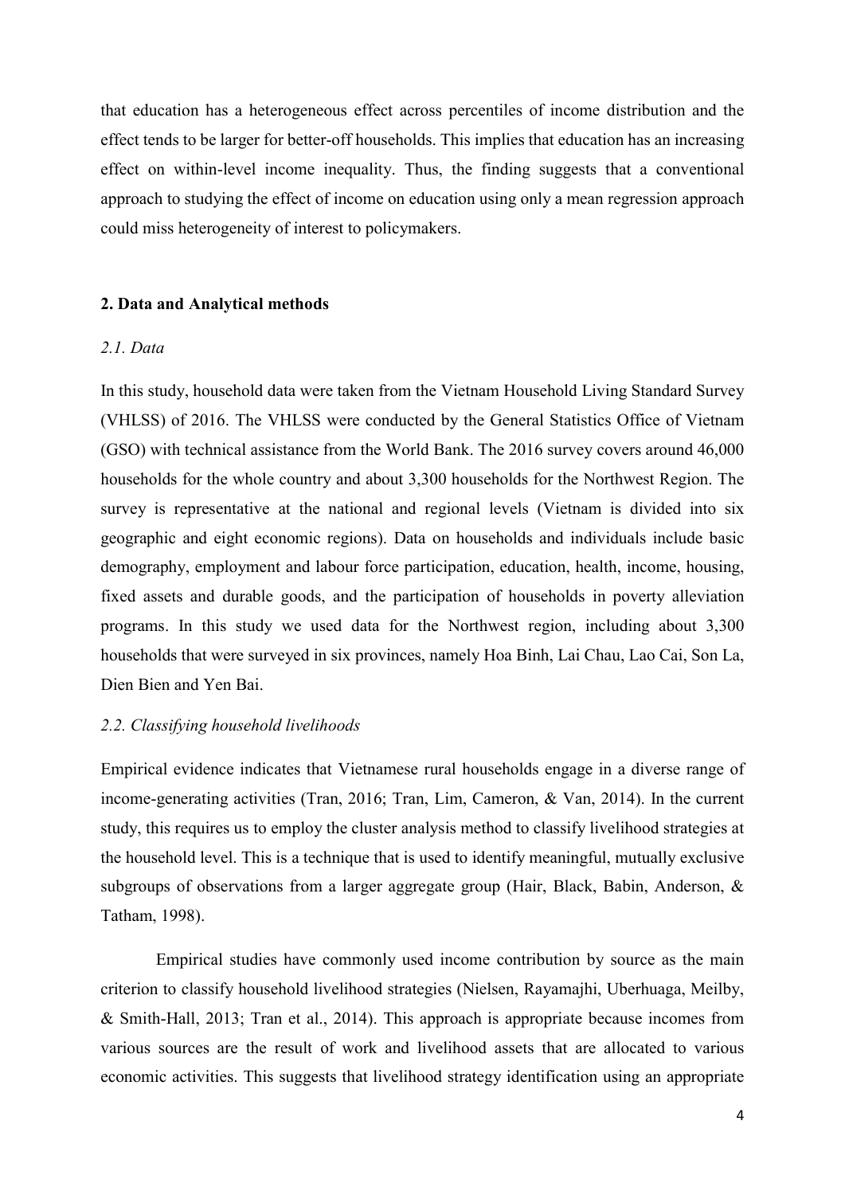that education has a heterogeneous effect across percentiles of income distribution and the effect tends to be larger for better-off households. This implies that education has an increasing effect on within-level income inequality. Thus, the finding suggests that a conventional approach to studying the effect of income on education using only a mean regression approach could miss heterogeneity of interest to policymakers.

## 2. Data and Analytical methods

### *2.1. Data*

In this study, household data were taken from the Vietnam Household Living Standard Survey (VHLSS) of 2016. The VHLSS were conducted by the General Statistics Office of Vietnam (GSO) with technical assistance from the World Bank. The 2016 survey covers around 46,000 households for the whole country and about 3,300 households for the Northwest Region. The survey is representative at the national and regional levels (Vietnam is divided into six geographic and eight economic regions). Data on households and individuals include basic demography, employment and labour force participation, education, health, income, housing, fixed assets and durable goods, and the participation of households in poverty alleviation programs. In this study we used data for the Northwest region, including about 3,300 households that were surveyed in six provinces, namely Hoa Binh, Lai Chau, Lao Cai, Son La, Dien Bien and Yen Bai.

### *2.2. Classifying household livelihoods*

Empirical evidence indicates that Vietnamese rural households engage in a diverse range of income-generating activities (Tran, 2016; Tran, Lim, Cameron, & Van, 2014). In the current study, this requires us to employ the cluster analysis method to classify livelihood strategies at the household level. This is a technique that is used to identify meaningful, mutually exclusive subgroups of observations from a larger aggregate group (Hair, Black, Babin, Anderson, & Tatham, 1998).

Empirical studies have commonly used income contribution by source as the main criterion to classify household livelihood strategies (Nielsen, Rayamajhi, Uberhuaga, Meilby, & Smith-Hall, 2013; Tran et al., 2014). This approach is appropriate because incomes from various sources are the result of work and livelihood assets that are allocated to various economic activities. This suggests that livelihood strategy identification using an appropriate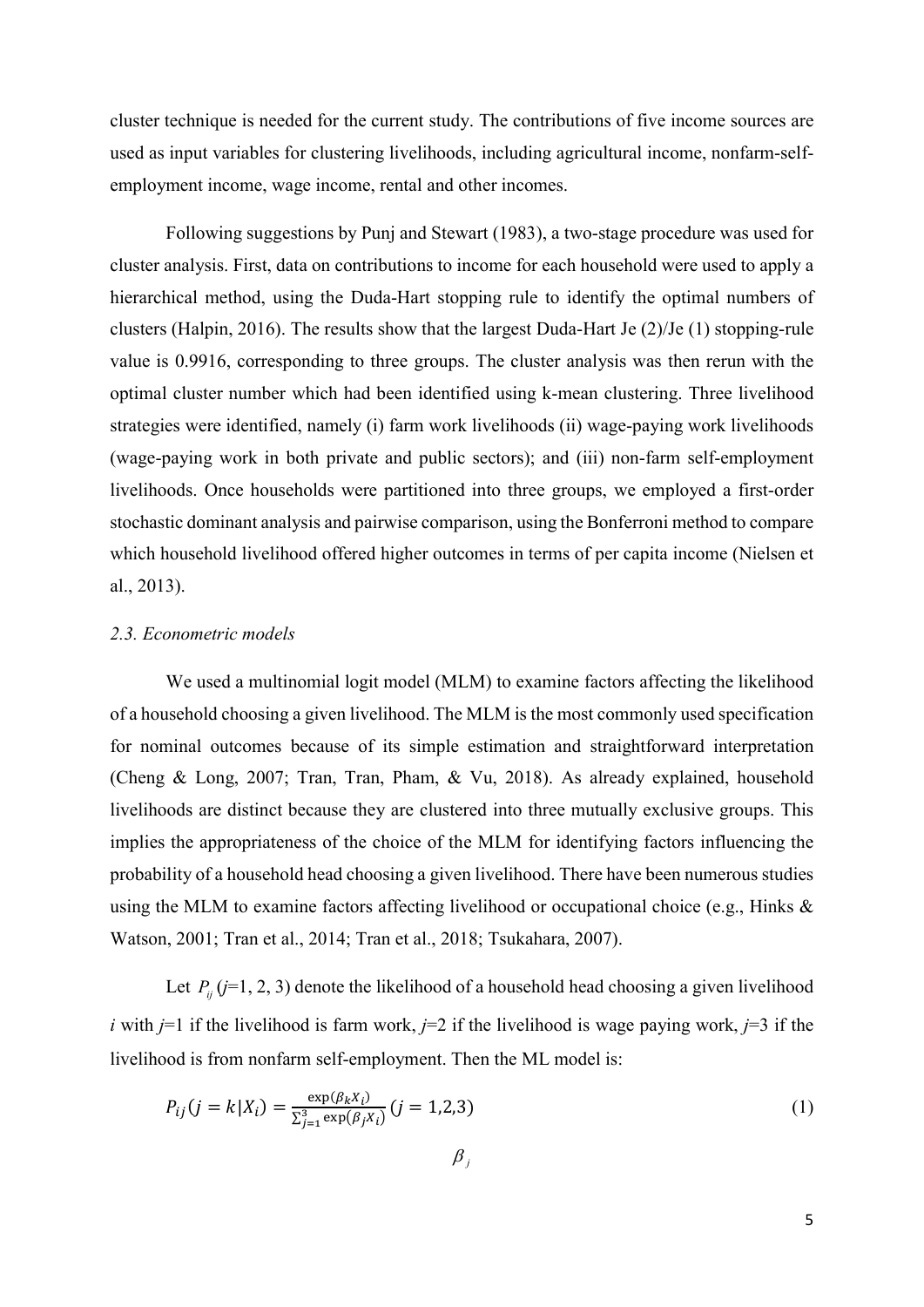cluster technique is needed for the current study. The contributions of five income sources are used as input variables for clustering livelihoods, including agricultural income, nonfarm-self-employment income, wage income, rental and other incomes.

Following suggestions by Punj and Stewart (1983), a two-stage procedure was used for cluster analysis. First, data on contributions to income for each household were used to apply a hierarchical method, using the Duda-Hart stopping rule to identify the optimal numbers of clusters (Halpin, 2016). The results show that the largest Duda-Hart Je (2)/Je (1) stopping-rule value is 0.9916, corresponding to three groups. The cluster analysis was then rerun with the optimal cluster number which had been identified using k-mean clustering. Three livelihood strategies were identified, namely (i) farm work livelihoods (ii) wage-paying work livelihoods (wage-paying work in both private and public sectors); and (iii) non-farm self-employment livelihoods. Once households were partitioned into three groups, we employed a first-order stochastic dominant analysis and pairwise comparison, using the Bonferroni method to compare which household livelihood offered higher outcomes in terms of per capita income (Nielsen et al., 2013).

### *2.3. Econometric models*

We used a multinomial logit model (MLM) to examine factors affecting the likelihood of a household choosing a given livelihood. The MLM is the most commonly used specification for nominal outcomes because of its simple estimation and straightforward interpretation (Cheng & Long, 2007; Tran, Tran, Pham, & Vu, 2018). As already explained, household livelihoods are distinct because they are clustered into three mutually exclusive groups. This implies the appropriateness of the choice of the MLM for identifying factors influencing the probability of a household head choosing a given livelihood. There have been numerous studies using the MLM to examine factors affecting livelihood or occupational choice (e.g., Hinks & Watson, 2001; Tran et al., 2014; Tran et al., 2018; Tsukahara, 2007).

Let $P_{ij}$ ($j$=1, 2, 3) denote the likelihood of a household head choosing a given livelihood $i$ with $j$=1 if the livelihood is farm work, $j$=2 if the livelihood is wage paying work, $j$=3 if the livelihood is from nonfarm self-employment. Then the ML model is:

$$P_{ij}(j = k|X_i) = \frac{\exp(\beta_k X_i)}{\sum_{j=1}^{3} \exp(\beta_j X_i)} \, (j = 1,2,3) \tag{1}$$

$\beta_j$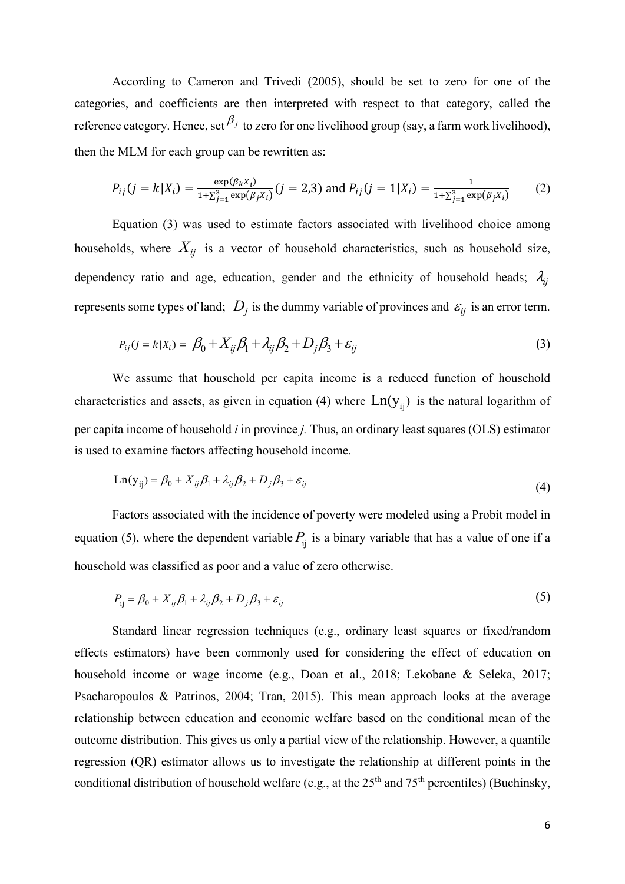According to Cameron and Trivedi (2005), should be set to zero for one of the categories, and coefficients are then interpreted with respect to that category, called the reference category. Hence, set $\beta_j$ to zero for one livelihood group (say, a farm work livelihood), then the MLM for each group can be rewritten as:

$$P_{ij}(j = k|X_i) = \frac{\exp(\beta_k X_i)}{1+\sum_{j=1}^{3}\exp(\beta_j X_i)} (j = 2,3) \text{ and } P_{ij}(j = 1|X_i) = \frac{1}{1+\sum_{j=1}^{3}\exp(\beta_j X_i)} \tag{2}$$

Equation (3) was used to estimate factors associated with livelihood choice among households, where $X_{ij}$ is a vector of household characteristics, such as household size, dependency ratio and age, education, gender and the ethnicity of household heads; $\lambda_{ij}$ represents some types of land; $D_j$ is the dummy variable of provinces and $\varepsilon_{ij}$ is an error term.

$$P_{ij}(j = k|X_i) = \beta_0 + X_{ij}\beta_1 + \lambda_{ij}\beta_2 + D_j\beta_3 + \varepsilon_{ij} \tag{3}$$

We assume that household per capita income is a reduced function of household characteristics and assets, as given in equation (4) where $\mathrm{Ln}(y_{ij})$ is the natural logarithm of per capita income of household *i* in province *j.* Thus, an ordinary least squares (OLS) estimator is used to examine factors affecting household income.

$$\mathrm{Ln}(y_{ij}) = \beta_0 + X_{ij}\beta_1 + \lambda_{ij}\beta_2 + D_j\beta_3 + \varepsilon_{ij} \tag{4}$$

Factors associated with the incidence of poverty were modeled using a Probit model in equation (5), where the dependent variable $P_{ij}$ is a binary variable that has a value of one if a household was classified as poor and a value of zero otherwise.

$$P_{ij} = \beta_0 + X_{ij}\beta_1 + \lambda_{ij}\beta_2 + D_j\beta_3 + \varepsilon_{ij} \tag{5}$$

Standard linear regression techniques (e.g., ordinary least squares or fixed/random effects estimators) have been commonly used for considering the effect of education on household income or wage income (e.g., Doan et al., 2018; Lekobane & Seleka, 2017; Psacharopoulos & Patrinos, 2004; Tran, 2015). This mean approach looks at the average relationship between education and economic welfare based on the conditional mean of the outcome distribution. This gives us only a partial view of the relationship. However, a quantile regression (QR) estimator allows us to investigate the relationship at different points in the conditional distribution of household welfare (e.g., at the 25th and 75th percentiles) (Buchinsky,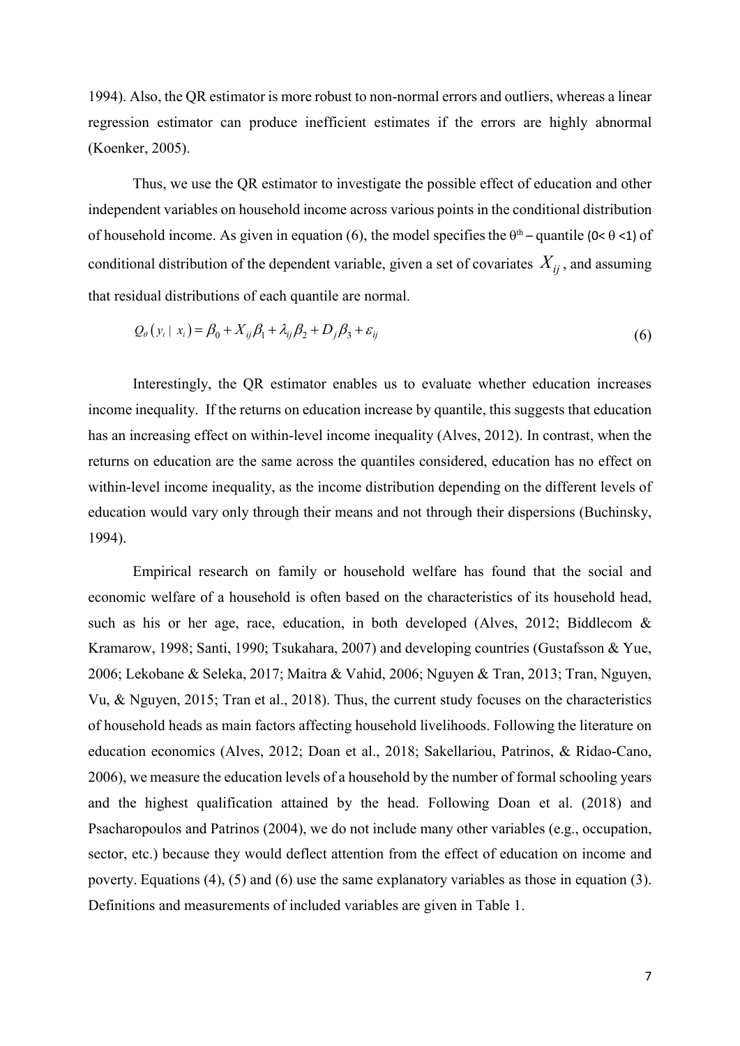1994). Also, the QR estimator is more robust to non-normal errors and outliers, whereas a linear regression estimator can produce inefficient estimates if the errors are highly abnormal (Koenker, 2005).

Thus, we use the QR estimator to investigate the possible effect of education and other independent variables on household income across various points in the conditional distribution of household income. As given in equation (6), the model specifies the $\theta^{th}$ – quantile ($0< \theta <1$) of conditional distribution of the dependent variable, given a set of covariates $X_{ij}$, and assuming that residual distributions of each quantile are normal.

$$Q_{\theta}\left(y_i \mid x_i\right) = \beta_0 + X_{ij}\beta_1 + \lambda_{ij}\beta_2 + D_j\beta_3 + \varepsilon_{ij} \tag{6}$$

Interestingly, the QR estimator enables us to evaluate whether education increases income inequality. If the returns on education increase by quantile, this suggests that education has an increasing effect on within-level income inequality (Alves, 2012). In contrast, when the returns on education are the same across the quantiles considered, education has no effect on within-level income inequality, as the income distribution depending on the different levels of education would vary only through their means and not through their dispersions (Buchinsky, 1994).

Empirical research on family or household welfare has found that the social and economic welfare of a household is often based on the characteristics of its household head, such as his or her age, race, education, in both developed (Alves, 2012; Biddlecom & Kramarow, 1998; Santi, 1990; Tsukahara, 2007) and developing countries (Gustafsson & Yue, 2006; Lekobane & Seleka, 2017; Maitra & Vahid, 2006; Nguyen & Tran, 2013; Tran, Nguyen, Vu, & Nguyen, 2015; Tran et al., 2018). Thus, the current study focuses on the characteristics of household heads as main factors affecting household livelihoods. Following the literature on education economics (Alves, 2012; Doan et al., 2018; Sakellariou, Patrinos, & Ridao-Cano, 2006), we measure the education levels of a household by the number of formal schooling years and the highest qualification attained by the head. Following Doan et al. (2018) and Psacharopoulos and Patrinos (2004), we do not include many other variables (e.g., occupation, sector, etc.) because they would deflect attention from the effect of education on income and poverty. Equations (4), (5) and (6) use the same explanatory variables as those in equation (3). Definitions and measurements of included variables are given in Table 1.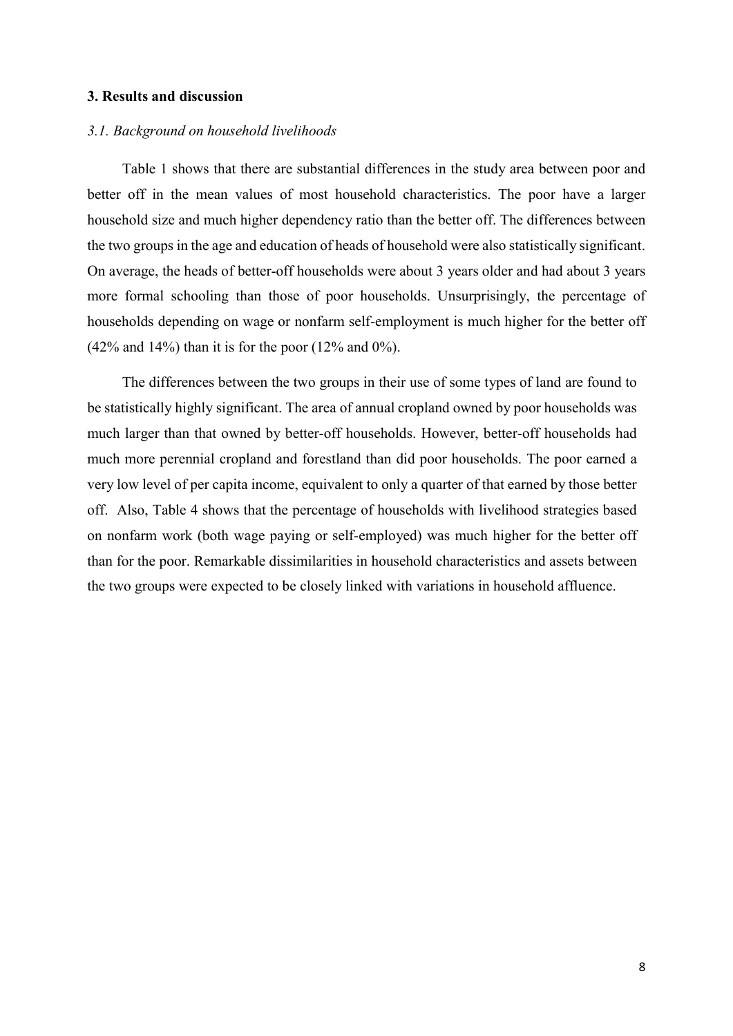## 3. Results and discussion

### *3.1. Background on household livelihoods*

Table 1 shows that there are substantial differences in the study area between poor and better off in the mean values of most household characteristics. The poor have a larger household size and much higher dependency ratio than the better off. The differences between the two groups in the age and education of heads of household were also statistically significant. On average, the heads of better-off households were about 3 years older and had about 3 years more formal schooling than those of poor households. Unsurprisingly, the percentage of households depending on wage or nonfarm self-employment is much higher for the better off (42% and 14%) than it is for the poor (12% and 0%).

The differences between the two groups in their use of some types of land are found to be statistically highly significant. The area of annual cropland owned by poor households was much larger than that owned by better-off households. However, better-off households had much more perennial cropland and forestland than did poor households. The poor earned a very low level of per capita income, equivalent to only a quarter of that earned by those better off. Also, Table 4 shows that the percentage of households with livelihood strategies based on nonfarm work (both wage paying or self-employed) was much higher for the better off than for the poor. Remarkable dissimilarities in household characteristics and assets between the two groups were expected to be closely linked with variations in household affluence.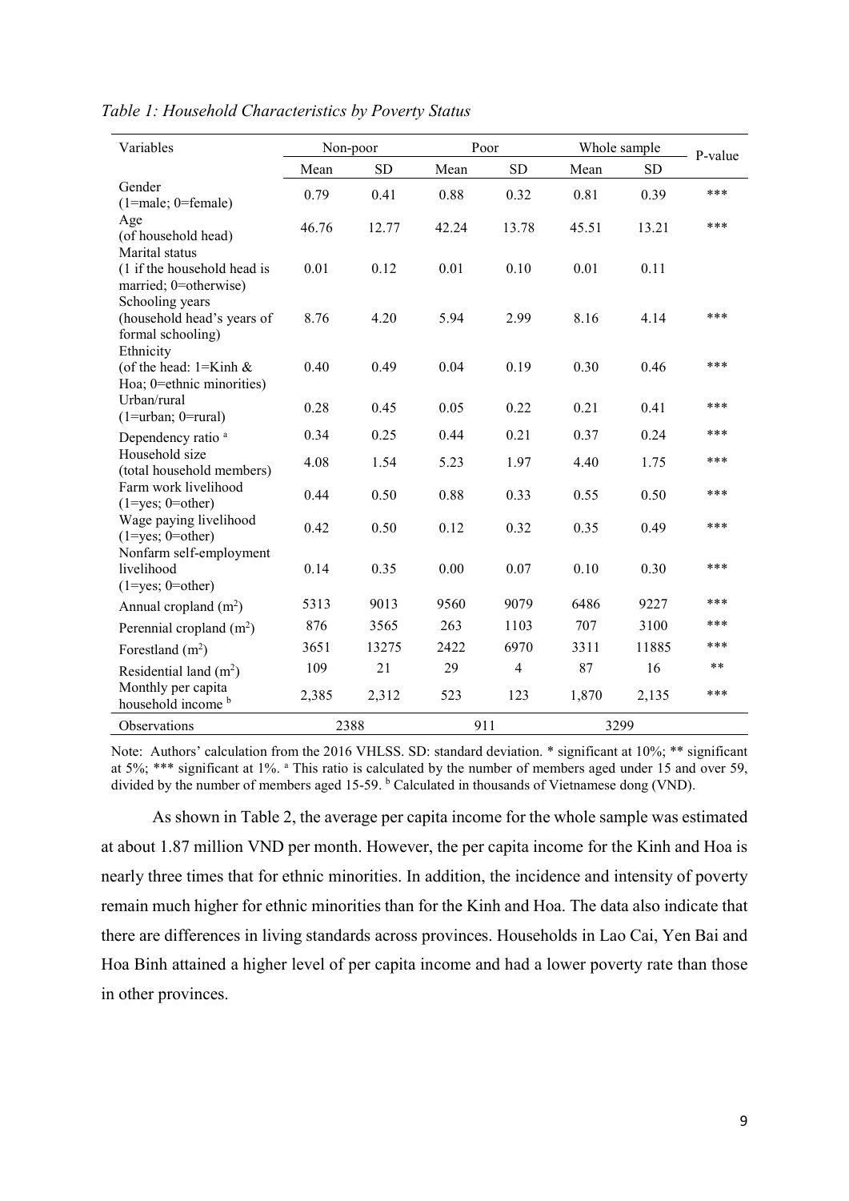*Table 1: Household Characteristics by Poverty Status*

| Variables | Non-poor | | Poor | | Whole sample | | P-value |
|---|---|---|---|---|---|---|---|
| | Mean | SD | Mean | SD | Mean | SD | |
| Gender (1=male; 0=female) | 0.79 | 0.41 | 0.88 | 0.32 | 0.81 | 0.39 | *** |
| Age (of household head) | 46.76 | 12.77 | 42.24 | 13.78 | 45.51 | 13.21 | *** |
| Marital status (1 if the household head is married; 0=otherwise) | 0.01 | 0.12 | 0.01 | 0.10 | 0.01 | 0.11 | |
| Schooling years (household head's years of formal schooling) | 8.76 | 4.20 | 5.94 | 2.99 | 8.16 | 4.14 | *** |
| Ethnicity (of the head: 1=Kinh & Hoa; 0=ethnic minorities) | 0.40 | 0.49 | 0.04 | 0.19 | 0.30 | 0.46 | *** |
| Urban/rural (1=urban; 0=rural) | 0.28 | 0.45 | 0.05 | 0.22 | 0.21 | 0.41 | *** |
| Dependency ratio [a] | 0.34 | 0.25 | 0.44 | 0.21 | 0.37 | 0.24 | *** |
| Household size (total household members) | 4.08 | 1.54 | 5.23 | 1.97 | 4.40 | 1.75 | *** |
| Farm work livelihood (1=yes; 0=other) | 0.44 | 0.50 | 0.88 | 0.33 | 0.55 | 0.50 | *** |
| Wage paying livelihood (1=yes; 0=other) | 0.42 | 0.50 | 0.12 | 0.32 | 0.35 | 0.49 | *** |
| Nonfarm self-employment livelihood (1=yes; 0=other) | 0.14 | 0.35 | 0.00 | 0.07 | 0.10 | 0.30 | *** |
| Annual cropland ($m^2$) | 5313 | 9013 | 9560 | 9079 | 6486 | 9227 | *** |
| Perennial cropland ($m^2$) | 876 | 3565 | 263 | 1103 | 707 | 3100 | *** |
| Forestland ($m^2$) | 3651 | 13275 | 2422 | 6970 | 3311 | 11885 | *** |
| Residential land ($m^2$) | 109 | 21 | 29 | 4 | 87 | 16 | ** |
| Monthly per capita household income [b] | 2,385 | 2,312 | 523 | 123 | 1,870 | 2,135 | *** |
| Observations | 2388 | | 911 | | 3299 | | |

Note: Authors' calculation from the 2016 VHLSS. SD: standard deviation. * significant at 10%; ** significant at 5%; *** significant at 1%. [a] This ratio is calculated by the number of members aged under 15 and over 59, divided by the number of members aged 15-59. [b] Calculated in thousands of Vietnamese dong (VND).

As shown in Table 2, the average per capita income for the whole sample was estimated at about 1.87 million VND per month. However, the per capita income for the Kinh and Hoa is nearly three times that for ethnic minorities. In addition, the incidence and intensity of poverty remain much higher for ethnic minorities than for the Kinh and Hoa. The data also indicate that there are differences in living standards across provinces. Households in Lao Cai, Yen Bai and Hoa Binh attained a higher level of per capita income and had a lower poverty rate than those in other provinces.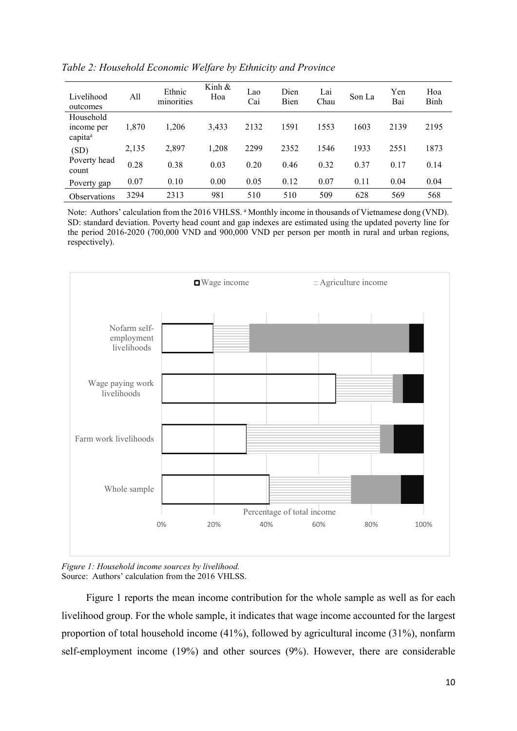*Table 2: Household Economic Welfare by Ethnicity and Province*

| Livelihood outcomes | All | Ethnic minorities | Kinh & Hoa | Lao Cai | Dien Bien | Lai Chau | Son La | Yen Bai | Hoa Binh |
|---|---|---|---|---|---|---|---|---|---|
| Household income per capita[a] | 1,870 | 1,206 | 3,433 | 2132 | 1591 | 1553 | 1603 | 2139 | 2195 |
| (SD) | 2,135 | 2,897 | 1,208 | 2299 | 2352 | 1546 | 1933 | 2551 | 1873 |
| Poverty head count | 0.28 | 0.38 | 0.03 | 0.20 | 0.46 | 0.32 | 0.37 | 0.17 | 0.14 |
| Poverty gap | 0.07 | 0.10 | 0.00 | 0.05 | 0.12 | 0.07 | 0.11 | 0.04 | 0.04 |
| Observations | 3294 | 2313 | 981 | 510 | 510 | 509 | 628 | 569 | 568 |

Note: Authors' calculation from the 2016 VHLSS. [a] Monthly income in thousands of Vietnamese dong (VND). SD: standard deviation. Poverty head count and gap indexes are estimated using the updated poverty line for the period 2016-2020 (700,000 VND and 900,000 VND per person per month in rural and urban regions, respectively).

*Figure 1: Household income sources by livelihood.*
Source: Authors' calculation from the 2016 VHLSS.

Figure 1 reports the mean income contribution for the whole sample as well as for each livelihood group. For the whole sample, it indicates that wage income accounted for the largest proportion of total household income (41%), followed by agricultural income (31%), nonfarm self-employment income (19%) and other sources (9%). However, there are considerable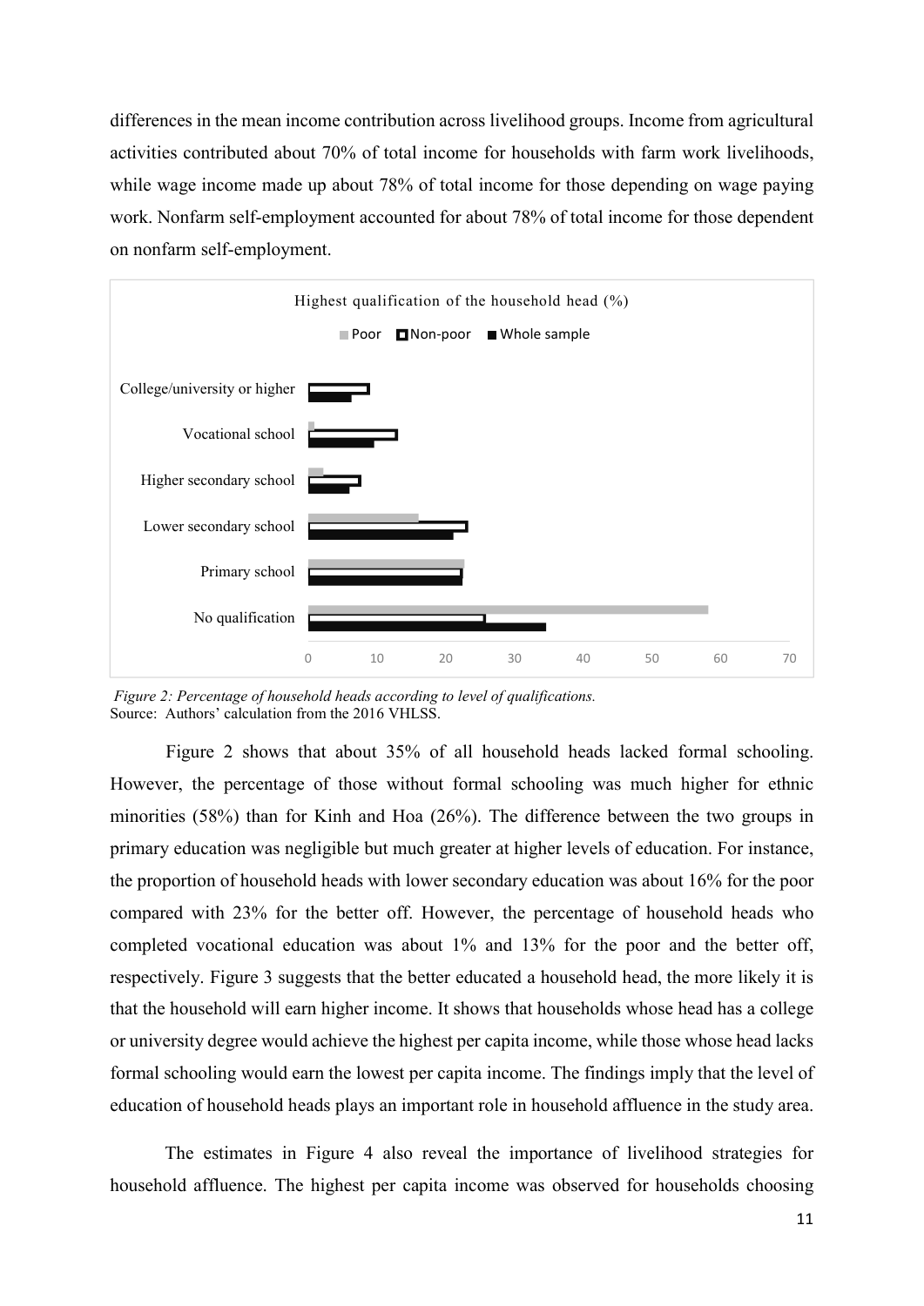differences in the mean income contribution across livelihood groups. Income from agricultural activities contributed about 70% of total income for households with farm work livelihoods, while wage income made up about 78% of total income for those depending on wage paying work. Nonfarm self-employment accounted for about 78% of total income for those dependent on nonfarm self-employment.

Highest qualification of the household head (%)

Poor / Non-poor / Whole sample

- College/university or higher
- Vocational school
- Higher secondary school
- Lower secondary school
- Primary school
- No qualification

0 10 20 30 40 50 60 70

*Figure 2: Percentage of household heads according to level of qualifications.*
Source: Authors' calculation from the 2016 VHLSS.

Figure 2 shows that about 35% of all household heads lacked formal schooling. However, the percentage of those without formal schooling was much higher for ethnic minorities (58%) than for Kinh and Hoa (26%). The difference between the two groups in primary education was negligible but much greater at higher levels of education. For instance, the proportion of household heads with lower secondary education was about 16% for the poor compared with 23% for the better off. However, the percentage of household heads who completed vocational education was about 1% and 13% for the poor and the better off, respectively. Figure 3 suggests that the better educated a household head, the more likely it is that the household will earn higher income. It shows that households whose head has a college or university degree would achieve the highest per capita income, while those whose head lacks formal schooling would earn the lowest per capita income. The findings imply that the level of education of household heads plays an important role in household affluence in the study area.

The estimates in Figure 4 also reveal the importance of livelihood strategies for household affluence. The highest per capita income was observed for households choosing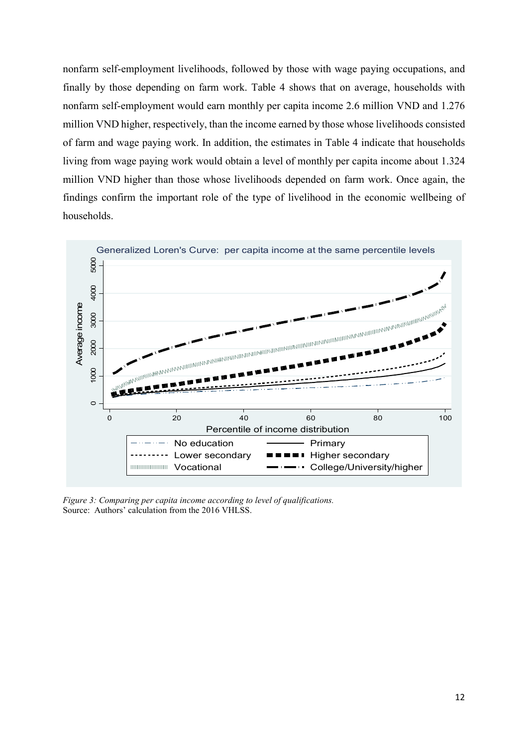nonfarm self-employment livelihoods, followed by those with wage paying occupations, and finally by those depending on farm work. Table 4 shows that on average, households with nonfarm self-employment would earn monthly per capita income 2.6 million VND and 1.276 million VND higher, respectively, than the income earned by those whose livelihoods consisted of farm and wage paying work. In addition, the estimates in Table 4 indicate that households living from wage paying work would obtain a level of monthly per capita income about 1.324 million VND higher than those whose livelihoods depended on farm work. Once again, the findings confirm the important role of the type of livelihood in the economic wellbeing of households.

*Figure 3: Comparing per capita income according to level of qualifications.*
Source: Authors' calculation from the 2016 VHLSS.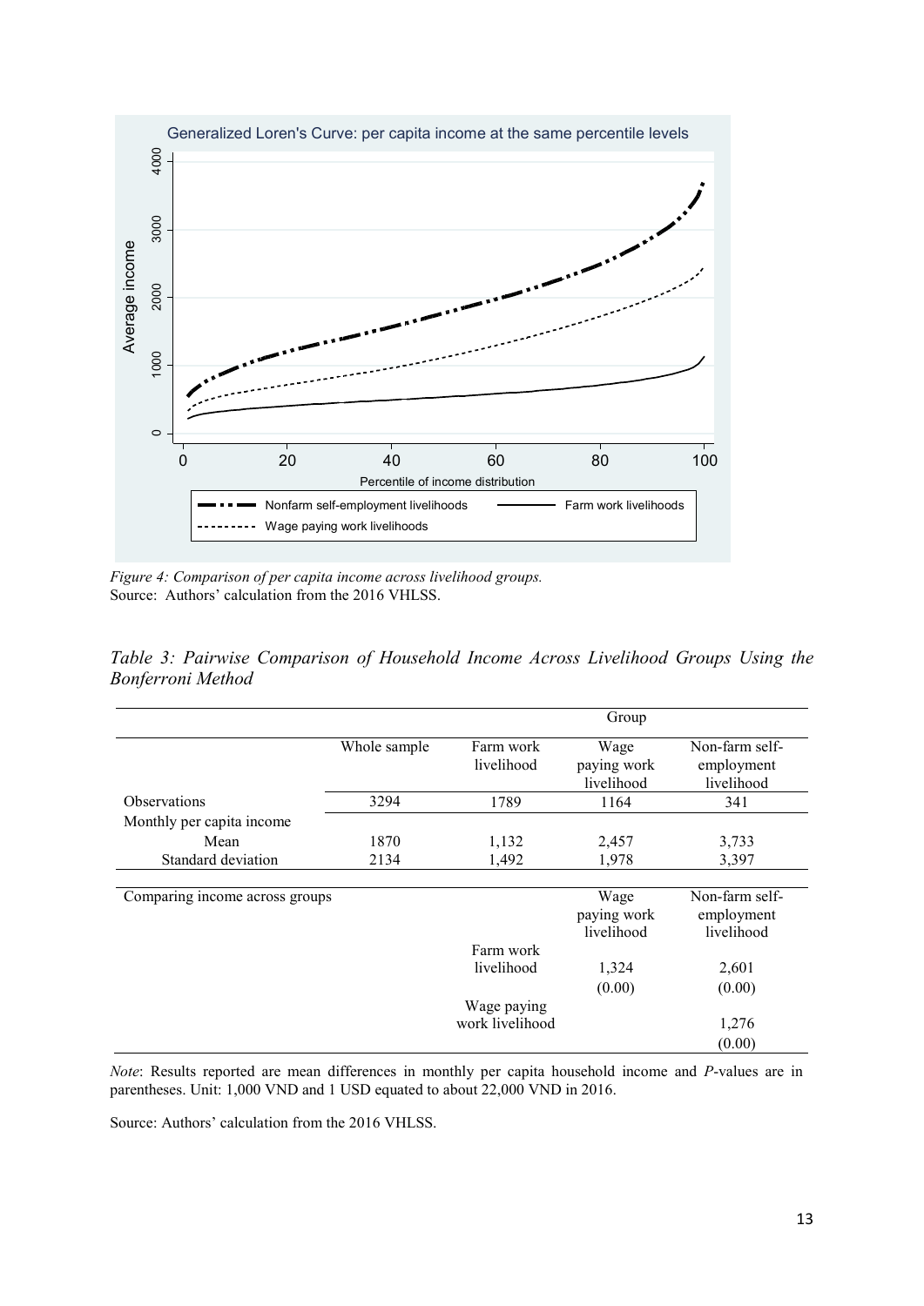*Figure 4: Comparison of per capita income across livelihood groups.*
Source: Authors' calculation from the 2016 VHLSS.

*Table 3: Pairwise Comparison of Household Income Across Livelihood Groups Using the Bonferroni Method*

| | | Group | | |
|---|---|---|---|---|
| | Whole sample | Farm work livelihood | Wage paying work livelihood | Non-farm self-employment livelihood |
| Observations | 3294 | 1789 | 1164 | 341 |
| Monthly per capita income | | | | |
| Mean | 1870 | 1,132 | 2,457 | 3,733 |
| Standard deviation | 2134 | 1,492 | 1,978 | 3,397 |
| Comparing income across groups | | | Wage paying work livelihood | Non-farm self-employment livelihood |
| | | Farm work livelihood | 1,324 | 2,601 |
| | | | (0.00) | (0.00) |
| | | Wage paying work livelihood | | 1,276 |
| | | | | (0.00) |

*Note*: Results reported are mean differences in monthly per capita household income and *P*-values are in parentheses. Unit: 1,000 VND and 1 USD equated to about 22,000 VND in 2016.

Source: Authors' calculation from the 2016 VHLSS.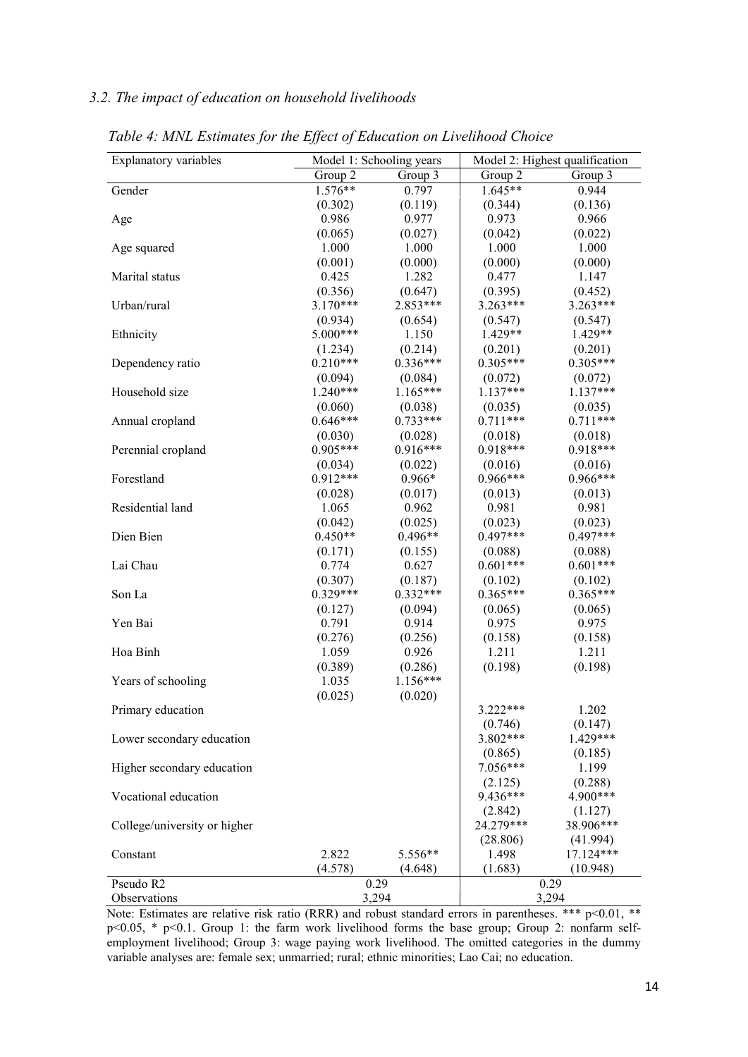### *3.2. The impact of education on household livelihoods*

*Table 4: MNL Estimates for the Effect of Education on Livelihood Choice*

| Explanatory variables | Model 1: Schooling years | | Model 2: Highest qualification | |
|---|---|---|---|---|
| | Group 2 | Group 3 | Group 2 | Group 3 |
| Gender | 1.576** | 0.797 | 1.645** | 0.944 |
| | (0.302) | (0.119) | (0.344) | (0.136) |
| Age | 0.986 | 0.977 | 0.973 | 0.966 |
| | (0.065) | (0.027) | (0.042) | (0.022) |
| Age squared | 1.000 | 1.000 | 1.000 | 1.000 |
| | (0.001) | (0.000) | (0.000) | (0.000) |
| Marital status | 0.425 | 1.282 | 0.477 | 1.147 |
| | (0.356) | (0.647) | (0.395) | (0.452) |
| Urban/rural | 3.170*** | 2.853*** | 3.263*** | 3.263*** |
| | (0.934) | (0.654) | (0.547) | (0.547) |
| Ethnicity | 5.000*** | 1.150 | 1.429** | 1.429** |
| | (1.234) | (0.214) | (0.201) | (0.201) |
| Dependency ratio | 0.210*** | 0.336*** | 0.305*** | 0.305*** |
| | (0.094) | (0.084) | (0.072) | (0.072) |
| Household size | 1.240*** | 1.165*** | 1.137*** | 1.137*** |
| | (0.060) | (0.038) | (0.035) | (0.035) |
| Annual cropland | 0.646*** | 0.733*** | 0.711*** | 0.711*** |
| | (0.030) | (0.028) | (0.018) | (0.018) |
| Perennial cropland | 0.905*** | 0.916*** | 0.918*** | 0.918*** |
| | (0.034) | (0.022) | (0.016) | (0.016) |
| Forestland | 0.912*** | 0.966* | 0.966*** | 0.966*** |
| | (0.028) | (0.017) | (0.013) | (0.013) |
| Residential land | 1.065 | 0.962 | 0.981 | 0.981 |
| | (0.042) | (0.025) | (0.023) | (0.023) |
| Dien Bien | 0.450** | 0.496** | 0.497*** | 0.497*** |
| | (0.171) | (0.155) | (0.088) | (0.088) |
| Lai Chau | 0.774 | 0.627 | 0.601*** | 0.601*** |
| | (0.307) | (0.187) | (0.102) | (0.102) |
| Son La | 0.329*** | 0.332*** | 0.365*** | 0.365*** |
| | (0.127) | (0.094) | (0.065) | (0.065) |
| Yen Bai | 0.791 | 0.914 | 0.975 | 0.975 |
| | (0.276) | (0.256) | (0.158) | (0.158) |
| Hoa Binh | 1.059 | 0.926 | 1.211 | 1.211 |
| | (0.389) | (0.286) | (0.198) | (0.198) |
| Years of schooling | 1.035 | 1.156*** | | |
| | (0.025) | (0.020) | | |
| Primary education | | | 3.222*** | 1.202 |
| | | | (0.746) | (0.147) |
| Lower secondary education | | | 3.802*** | 1.429*** |
| | | | (0.865) | (0.185) |
| Higher secondary education | | | 7.056*** | 1.199 |
| | | | (2.125) | (0.288) |
| Vocational education | | | 9.436*** | 4.900*** |
| | | | (2.842) | (1.127) |
| College/university or higher | | | 24.279*** | 38.906*** |
| | | | (28.806) | (41.994) |
| Constant | 2.822 | 5.556** | 1.498 | 17.124*** |
| | (4.578) | (4.648) | (1.683) | (10.948) |
| Pseudo R2 | 0.29 | | 0.29 | |
| Observations | 3,294 | | 3,294 | |

Note: Estimates are relative risk ratio (RRR) and robust standard errors in parentheses. *** $p<0.01$, ** $p<0.05$, * $p<0.1$. Group 1: the farm work livelihood forms the base group; Group 2: nonfarm self-employment livelihood; Group 3: wage paying work livelihood. The omitted categories in the dummy variable analyses are: female sex; unmarried; rural; ethnic minorities; Lao Cai; no education.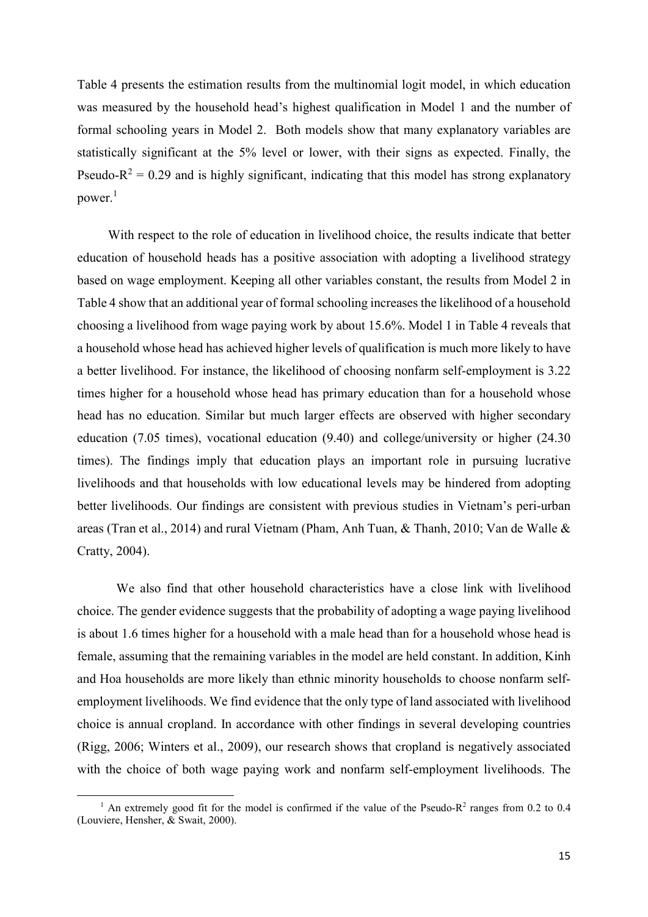Table 4 presents the estimation results from the multinomial logit model, in which education was measured by the household head's highest qualification in Model 1 and the number of formal schooling years in Model 2. Both models show that many explanatory variables are statistically significant at the 5% level or lower, with their signs as expected. Finally, the Pseudo-$R^2 = 0.29$ and is highly significant, indicating that this model has strong explanatory power.[1]

With respect to the role of education in livelihood choice, the results indicate that better education of household heads has a positive association with adopting a livelihood strategy based on wage employment. Keeping all other variables constant, the results from Model 2 in Table 4 show that an additional year of formal schooling increases the likelihood of a household choosing a livelihood from wage paying work by about 15.6%. Model 1 in Table 4 reveals that a household whose head has achieved higher levels of qualification is much more likely to have a better livelihood. For instance, the likelihood of choosing nonfarm self-employment is 3.22 times higher for a household whose head has primary education than for a household whose head has no education. Similar but much larger effects are observed with higher secondary education (7.05 times), vocational education (9.40) and college/university or higher (24.30 times). The findings imply that education plays an important role in pursuing lucrative livelihoods and that households with low educational levels may be hindered from adopting better livelihoods. Our findings are consistent with previous studies in Vietnam's peri-urban areas (Tran et al., 2014) and rural Vietnam (Pham, Anh Tuan, & Thanh, 2010; Van de Walle & Cratty, 2004).

We also find that other household characteristics have a close link with livelihood choice. The gender evidence suggests that the probability of adopting a wage paying livelihood is about 1.6 times higher for a household with a male head than for a household whose head is female, assuming that the remaining variables in the model are held constant. In addition, Kinh and Hoa households are more likely than ethnic minority households to choose nonfarm self-employment livelihoods. We find evidence that the only type of land associated with livelihood choice is annual cropland. In accordance with other findings in several developing countries (Rigg, 2006; Winters et al., 2009), our research shows that cropland is negatively associated with the choice of both wage paying work and nonfarm self-employment livelihoods. The

[1] An extremely good fit for the model is confirmed if the value of the Pseudo-$R^2$ ranges from 0.2 to 0.4 (Louviere, Hensher, & Swait, 2000).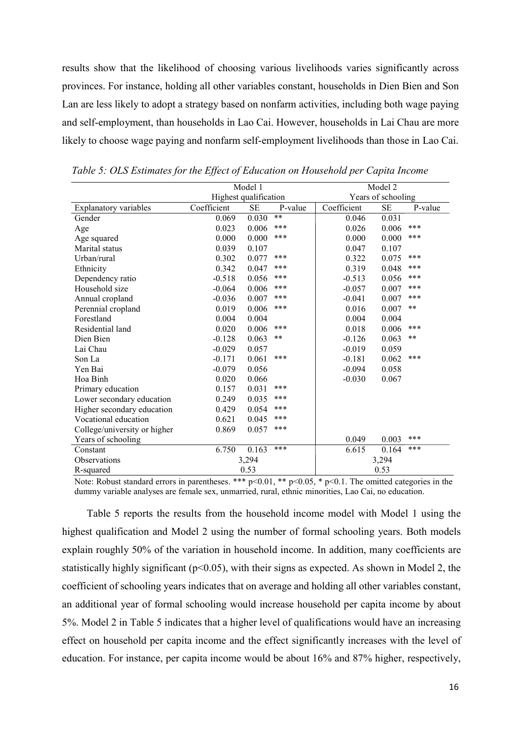results show that the likelihood of choosing various livelihoods varies significantly across provinces. For instance, holding all other variables constant, households in Dien Bien and Son Lan are less likely to adopt a strategy based on nonfarm activities, including both wage paying and self-employment, than households in Lao Cai. However, households in Lai Chau are more likely to choose wage paying and nonfarm self-employment livelihoods than those in Lao Cai.

*Table 5: OLS Estimates for the Effect of Education on Household per Capita Income*

| | Model 1 | | | Model 2 | | |
|---|---|---|---|---|---|---|
| | Highest qualification | | | Years of schooling | | |
| Explanatory variables | Coefficient | SE | P-value | Coefficient | SE | P-value |
| Gender | 0.069 | 0.030 | ** | 0.046 | 0.031 | |
| Age | 0.023 | 0.006 | *** | 0.026 | 0.006 | *** |
| Age squared | 0.000 | 0.000 | *** | 0.000 | 0.000 | *** |
| Marital status | 0.039 | 0.107 | | 0.047 | 0.107 | |
| Urban/rural | 0.302 | 0.077 | *** | 0.322 | 0.075 | *** |
| Ethnicity | 0.342 | 0.047 | *** | 0.319 | 0.048 | *** |
| Dependency ratio | -0.518 | 0.056 | *** | -0.513 | 0.056 | *** |
| Household size | -0.064 | 0.006 | *** | -0.057 | 0.007 | *** |
| Annual cropland | -0.036 | 0.007 | *** | -0.041 | 0.007 | *** |
| Perennial cropland | 0.019 | 0.006 | *** | 0.016 | 0.007 | ** |
| Forestland | 0.004 | 0.004 | | 0.004 | 0.004 | |
| Residential land | 0.020 | 0.006 | *** | 0.018 | 0.006 | *** |
| Dien Bien | -0.128 | 0.063 | ** | -0.126 | 0.063 | ** |
| Lai Chau | -0.029 | 0.057 | | -0.019 | 0.059 | |
| Son La | -0.171 | 0.061 | *** | -0.181 | 0.062 | *** |
| Yen Bai | -0.079 | 0.056 | | -0.094 | 0.058 | |
| Hoa Binh | 0.020 | 0.066 | | -0.030 | 0.067 | |
| Primary education | 0.157 | 0.031 | *** | | | |
| Lower secondary education | 0.249 | 0.035 | *** | | | |
| Higher secondary education | 0.429 | 0.054 | *** | | | |
| Vocational education | 0.621 | 0.045 | *** | | | |
| College/university or higher | 0.869 | 0.057 | *** | | | |
| Years of schooling | | | | 0.049 | 0.003 | *** |
| Constant | 6.750 | 0.163 | *** | 6.615 | 0.164 | *** |
| Observations | 3,294 | | | 3,294 | | |
| R-squared | 0.53 | | | 0.53 | | |

Note: Robust standard errors in parentheses. *** p<0.01, ** p<0.05, * p<0.1. The omitted categories in the dummy variable analyses are female sex, unmarried, rural, ethnic minorities, Lao Cai, no education.

Table 5 reports the results from the household income model with Model 1 using the highest qualification and Model 2 using the number of formal schooling years. Both models explain roughly 50% of the variation in household income. In addition, many coefficients are statistically highly significant ($p<0.05$), with their signs as expected. As shown in Model 2, the coefficient of schooling years indicates that on average and holding all other variables constant, an additional year of formal schooling would increase household per capita income by about 5%. Model 2 in Table 5 indicates that a higher level of qualifications would have an increasing effect on household per capita income and the effect significantly increases with the level of education. For instance, per capita income would be about 16% and 87% higher, respectively,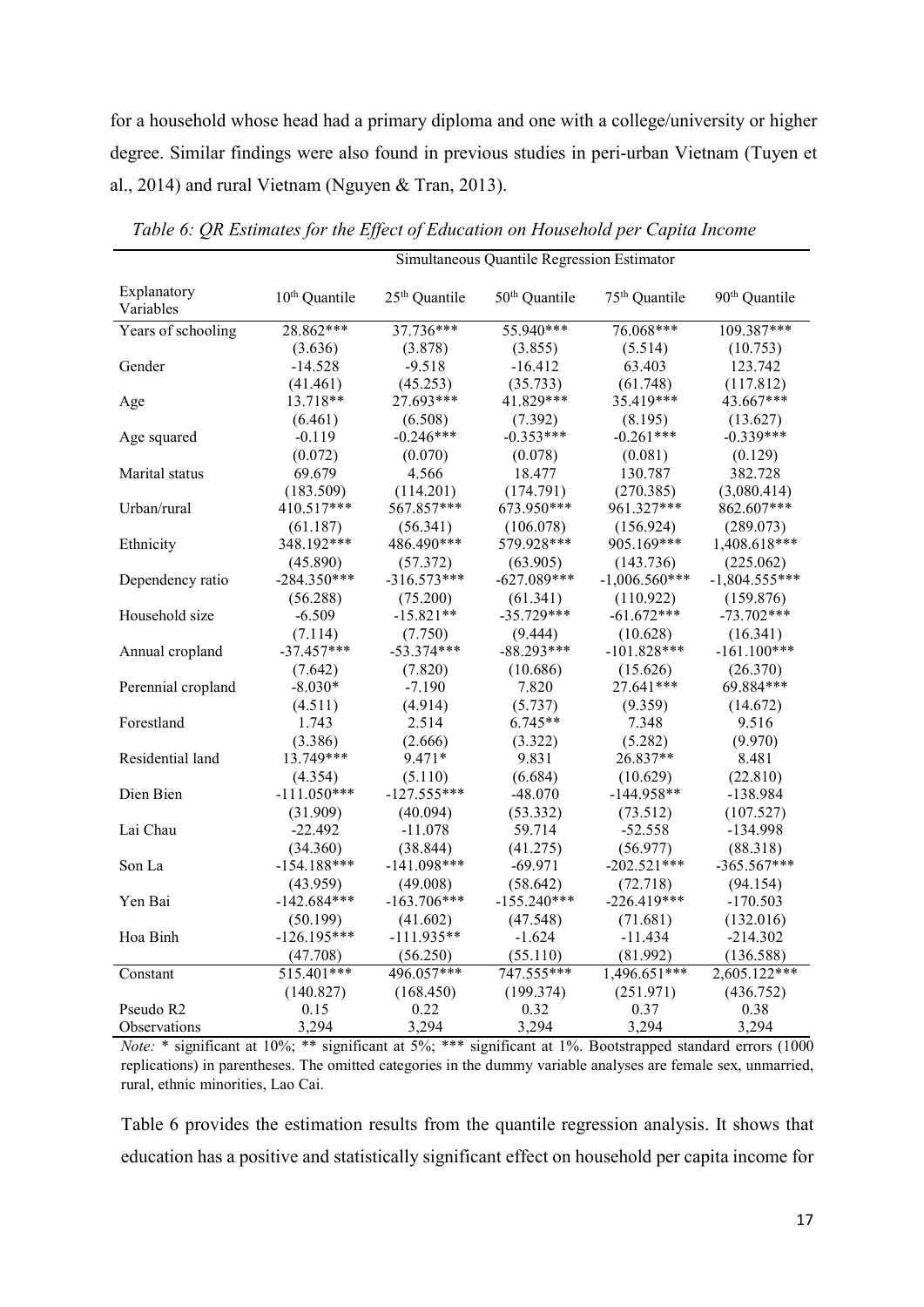for a household whose head had a primary diploma and one with a college/university or higher degree. Similar findings were also found in previous studies in peri-urban Vietnam (Tuyen et al., 2014) and rural Vietnam (Nguyen & Tran, 2013).

*Table 6: QR Estimates for the Effect of Education on Household per Capita Income*

| | Simultaneous Quantile Regression Estimator | | | | |
|---|---|---|---|---|---|
| Explanatory Variables | 10th Quantile | 25th Quantile | 50th Quantile | 75th Quantile | 90th Quantile |
| Years of schooling | 28.862*** | 37.736*** | 55.940*** | 76.068*** | 109.387*** |
| | (3.636) | (3.878) | (3.855) | (5.514) | (10.753) |
| Gender | -14.528 | -9.518 | -16.412 | 63.403 | 123.742 |
| | (41.461) | (45.253) | (35.733) | (61.748) | (117.812) |
| Age | 13.718** | 27.693*** | 41.829*** | 35.419*** | 43.667*** |
| | (6.461) | (6.508) | (7.392) | (8.195) | (13.627) |
| Age squared | -0.119 | -0.246*** | -0.353*** | -0.261*** | -0.339*** |
| | (0.072) | (0.070) | (0.078) | (0.081) | (0.129) |
| Marital status | 69.679 | 4.566 | 18.477 | 130.787 | 382.728 |
| | (183.509) | (114.201) | (174.791) | (270.385) | (3,080.414) |
| Urban/rural | 410.517*** | 567.857*** | 673.950*** | 961.327*** | 862.607*** |
| | (61.187) | (56.341) | (106.078) | (156.924) | (289.073) |
| Ethnicity | 348.192*** | 486.490*** | 579.928*** | 905.169*** | 1,408.618*** |
| | (45.890) | (57.372) | (63.905) | (143.736) | (225.062) |
| Dependency ratio | -284.350*** | -316.573*** | -627.089*** | -1,006.560*** | -1,804.555*** |
| | (56.288) | (75.200) | (61.341) | (110.922) | (159.876) |
| Household size | -6.509 | -15.821** | -35.729*** | -61.672*** | -73.702*** |
| | (7.114) | (7.750) | (9.444) | (10.628) | (16.341) |
| Annual cropland | -37.457*** | -53.374*** | -88.293*** | -101.828*** | -161.100*** |
| | (7.642) | (7.820) | (10.686) | (15.626) | (26.370) |
| Perennial cropland | -8.030* | -7.190 | 7.820 | 27.641*** | 69.884*** |
| | (4.511) | (4.914) | (5.737) | (9.359) | (14.672) |
| Forestland | 1.743 | 2.514 | 6.745** | 7.348 | 9.516 |
| | (3.386) | (2.666) | (3.322) | (5.282) | (9.970) |
| Residential land | 13.749*** | 9.471* | 9.831 | 26.837** | 8.481 |
| | (4.354) | (5.110) | (6.684) | (10.629) | (22.810) |
| Dien Bien | -111.050*** | -127.555*** | -48.070 | -144.958** | -138.984 |
| | (31.909) | (40.094) | (53.332) | (73.512) | (107.527) |
| Lai Chau | -22.492 | -11.078 | 59.714 | -52.558 | -134.998 |
| | (34.360) | (38.844) | (41.275) | (56.977) | (88.318) |
| Son La | -154.188*** | -141.098*** | -69.971 | -202.521*** | -365.567*** |
| | (43.959) | (49.008) | (58.642) | (72.718) | (94.154) |
| Yen Bai | -142.684*** | -163.706*** | -155.240*** | -226.419*** | -170.503 |
| | (50.199) | (41.602) | (47.548) | (71.681) | (132.016) |
| Hoa Binh | -126.195*** | -111.935** | -1.624 | -11.434 | -214.302 |
| | (47.708) | (56.250) | (55.110) | (81.992) | (136.588) |
| Constant | 515.401*** | 496.057*** | 747.555*** | 1,496.651*** | 2,605.122*** |
| | (140.827) | (168.450) | (199.374) | (251.971) | (436.752) |
| Pseudo R2 | 0.15 | 0.22 | 0.32 | 0.37 | 0.38 |
| Observations | 3,294 | 3,294 | 3,294 | 3,294 | 3,294 |

*Note:* * significant at 10%; ** significant at 5%; *** significant at 1%. Bootstrapped standard errors (1000 replications) in parentheses. The omitted categories in the dummy variable analyses are female sex, unmarried, rural, ethnic minorities, Lao Cai.

Table 6 provides the estimation results from the quantile regression analysis. It shows that education has a positive and statistically significant effect on household per capita income for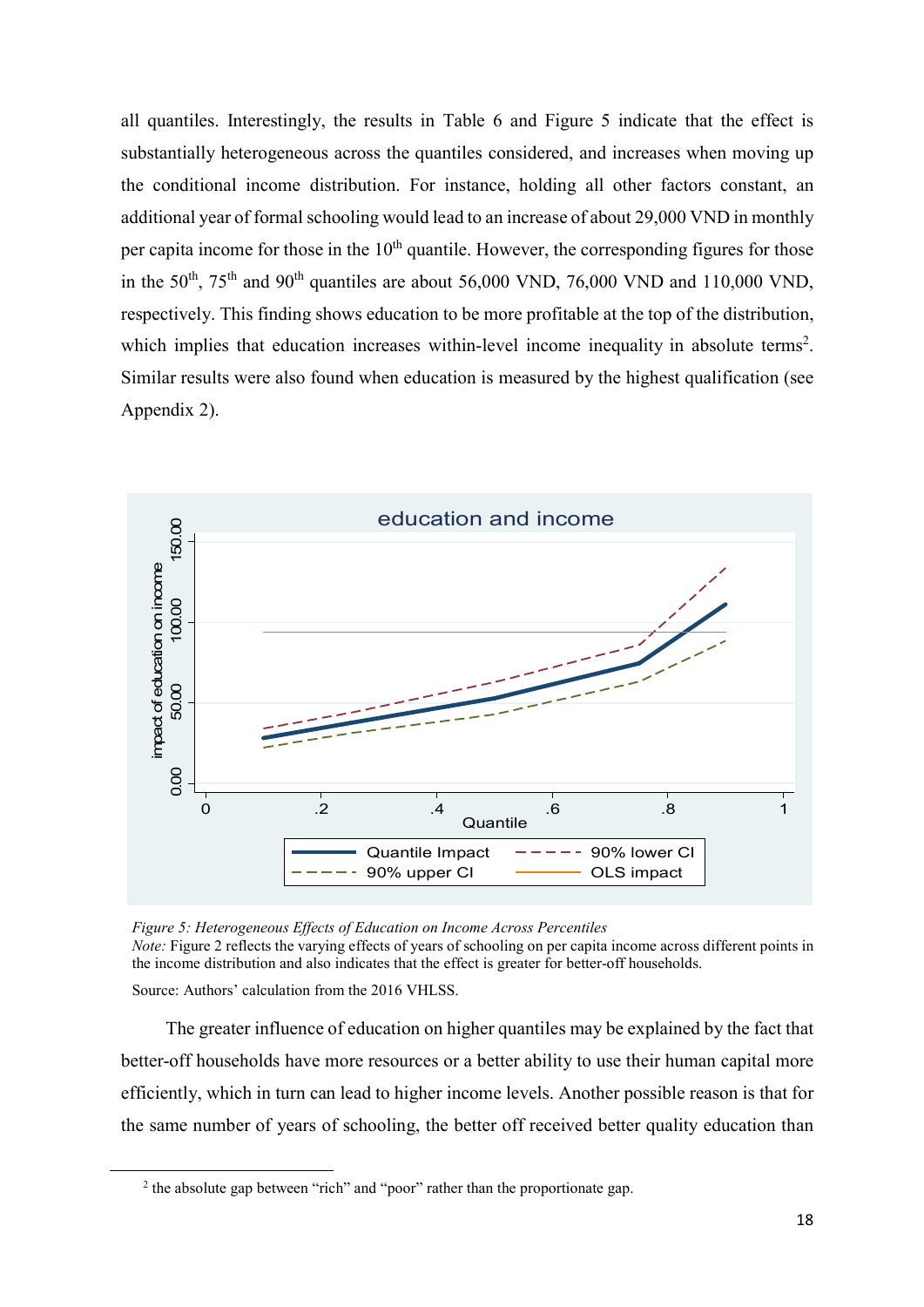all quantiles. Interestingly, the results in Table 6 and Figure 5 indicate that the effect is substantially heterogeneous across the quantiles considered, and increases when moving up the conditional income distribution. For instance, holding all other factors constant, an additional year of formal schooling would lead to an increase of about 29,000 VND in monthly per capita income for those in the 10th quantile. However, the corresponding figures for those in the 50th, 75th and 90th quantiles are about 56,000 VND, 76,000 VND and 110,000 VND, respectively. This finding shows education to be more profitable at the top of the distribution, which implies that education increases within-level income inequality in absolute terms[2]. Similar results were also found when education is measured by the highest qualification (see Appendix 2).

*Figure 5: Heterogeneous Effects of Education on Income Across Percentiles*

*Note:* Figure 2 reflects the varying effects of years of schooling on per capita income across different points in the income distribution and also indicates that the effect is greater for better-off households.

Source: Authors' calculation from the 2016 VHLSS.

The greater influence of education on higher quantiles may be explained by the fact that better-off households have more resources or a better ability to use their human capital more efficiently, which in turn can lead to higher income levels. Another possible reason is that for the same number of years of schooling, the better off received better quality education than

[2] the absolute gap between "rich" and "poor" rather than the proportionate gap.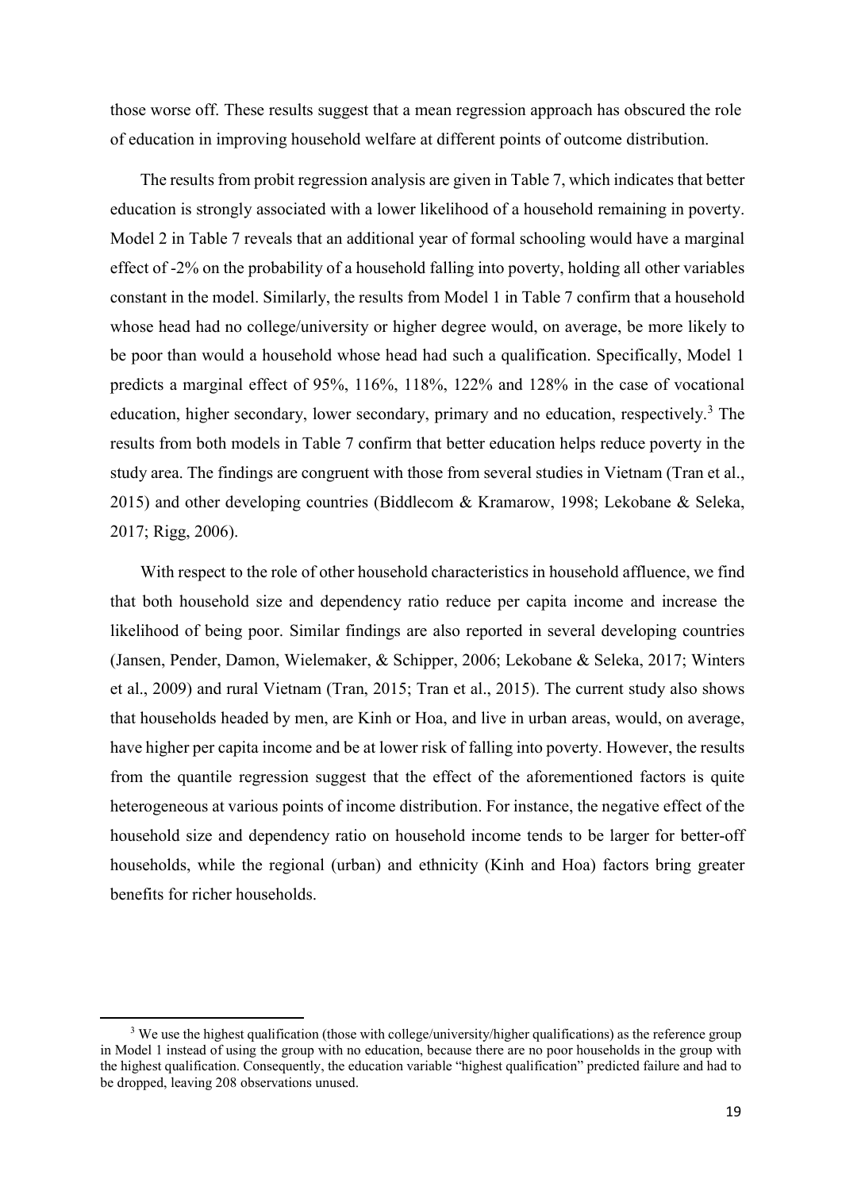those worse off. These results suggest that a mean regression approach has obscured the role of education in improving household welfare at different points of outcome distribution.

The results from probit regression analysis are given in Table 7, which indicates that better education is strongly associated with a lower likelihood of a household remaining in poverty. Model 2 in Table 7 reveals that an additional year of formal schooling would have a marginal effect of -2% on the probability of a household falling into poverty, holding all other variables constant in the model. Similarly, the results from Model 1 in Table 7 confirm that a household whose head had no college/university or higher degree would, on average, be more likely to be poor than would a household whose head had such a qualification. Specifically, Model 1 predicts a marginal effect of 95%, 116%, 118%, 122% and 128% in the case of vocational education, higher secondary, lower secondary, primary and no education, respectively.[3] The results from both models in Table 7 confirm that better education helps reduce poverty in the study area. The findings are congruent with those from several studies in Vietnam (Tran et al., 2015) and other developing countries (Biddlecom & Kramarow, 1998; Lekobane & Seleka, 2017; Rigg, 2006).

With respect to the role of other household characteristics in household affluence, we find that both household size and dependency ratio reduce per capita income and increase the likelihood of being poor. Similar findings are also reported in several developing countries (Jansen, Pender, Damon, Wielemaker, & Schipper, 2006; Lekobane & Seleka, 2017; Winters et al., 2009) and rural Vietnam (Tran, 2015; Tran et al., 2015). The current study also shows that households headed by men, are Kinh or Hoa, and live in urban areas, would, on average, have higher per capita income and be at lower risk of falling into poverty. However, the results from the quantile regression suggest that the effect of the aforementioned factors is quite heterogeneous at various points of income distribution. For instance, the negative effect of the household size and dependency ratio on household income tends to be larger for better-off households, while the regional (urban) and ethnicity (Kinh and Hoa) factors bring greater benefits for richer households.

[3] We use the highest qualification (those with college/university/higher qualifications) as the reference group in Model 1 instead of using the group with no education, because there are no poor households in the group with the highest qualification. Consequently, the education variable "highest qualification" predicted failure and had to be dropped, leaving 208 observations unused.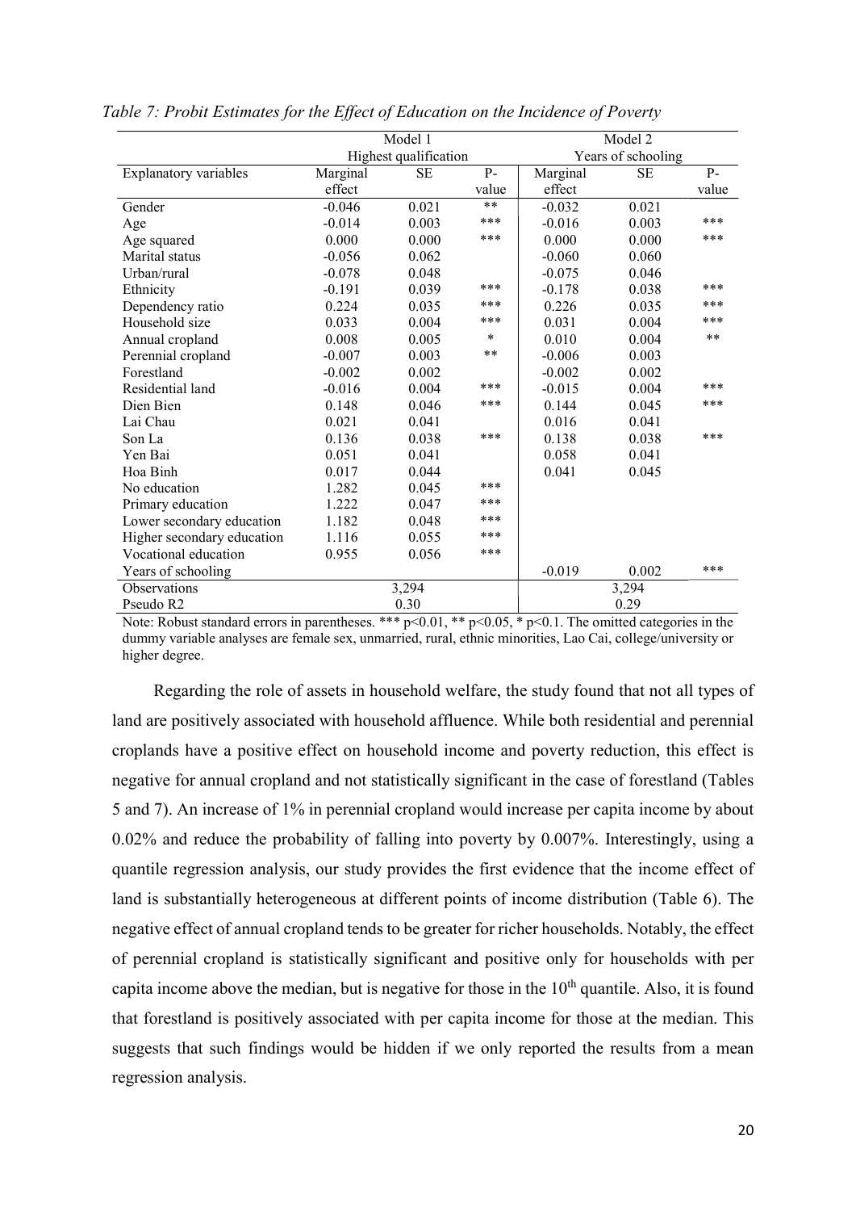*Table 7: Probit Estimates for the Effect of Education on the Incidence of Poverty*

| | Model 1 | | | Model 2 | | |
|---|---|---|---|---|---|---|
| | Highest qualification | | | Years of schooling | | |
| Explanatory variables | Marginal effect | SE | P-value | Marginal effect | SE | P-value |
| Gender | -0.046 | 0.021 | ** | -0.032 | 0.021 | |
| Age | -0.014 | 0.003 | *** | -0.016 | 0.003 | *** |
| Age squared | 0.000 | 0.000 | *** | 0.000 | 0.000 | *** |
| Marital status | -0.056 | 0.062 | | -0.060 | 0.060 | |
| Urban/rural | -0.078 | 0.048 | | -0.075 | 0.046 | |
| Ethnicity | -0.191 | 0.039 | *** | -0.178 | 0.038 | *** |
| Dependency ratio | 0.224 | 0.035 | *** | 0.226 | 0.035 | *** |
| Household size | 0.033 | 0.004 | *** | 0.031 | 0.004 | *** |
| Annual cropland | 0.008 | 0.005 | * | 0.010 | 0.004 | ** |
| Perennial cropland | -0.007 | 0.003 | ** | -0.006 | 0.003 | |
| Forestland | -0.002 | 0.002 | | -0.002 | 0.002 | |
| Residential land | -0.016 | 0.004 | *** | -0.015 | 0.004 | *** |
| Dien Bien | 0.148 | 0.046 | *** | 0.144 | 0.045 | *** |
| Lai Chau | 0.021 | 0.041 | | 0.016 | 0.041 | |
| Son La | 0.136 | 0.038 | *** | 0.138 | 0.038 | *** |
| Yen Bai | 0.051 | 0.041 | | 0.058 | 0.041 | |
| Hoa Binh | 0.017 | 0.044 | | 0.041 | 0.045 | |
| No education | 1.282 | 0.045 | *** | | | |
| Primary education | 1.222 | 0.047 | *** | | | |
| Lower secondary education | 1.182 | 0.048 | *** | | | |
| Higher secondary education | 1.116 | 0.055 | *** | | | |
| Vocational education | 0.955 | 0.056 | *** | | | |
| Years of schooling | | | | -0.019 | 0.002 | *** |
| Observations | 3,294 | | | 3,294 | | |
| Pseudo R2 | 0.30 | | | 0.29 | | |

Note: Robust standard errors in parentheses. *** $p<0.01$, ** $p<0.05$, * $p<0.1$. The omitted categories in the dummy variable analyses are female sex, unmarried, rural, ethnic minorities, Lao Cai, college/university or higher degree.

Regarding the role of assets in household welfare, the study found that not all types of land are positively associated with household affluence. While both residential and perennial croplands have a positive effect on household income and poverty reduction, this effect is negative for annual cropland and not statistically significant in the case of forestland (Tables 5 and 7). An increase of 1% in perennial cropland would increase per capita income by about 0.02% and reduce the probability of falling into poverty by 0.007%. Interestingly, using a quantile regression analysis, our study provides the first evidence that the income effect of land is substantially heterogeneous at different points of income distribution (Table 6). The negative effect of annual cropland tends to be greater for richer households. Notably, the effect of perennial cropland is statistically significant and positive only for households with per capita income above the median, but is negative for those in the $10^{th}$ quantile. Also, it is found that forestland is positively associated with per capita income for those at the median. This suggests that such findings would be hidden if we only reported the results from a mean regression analysis.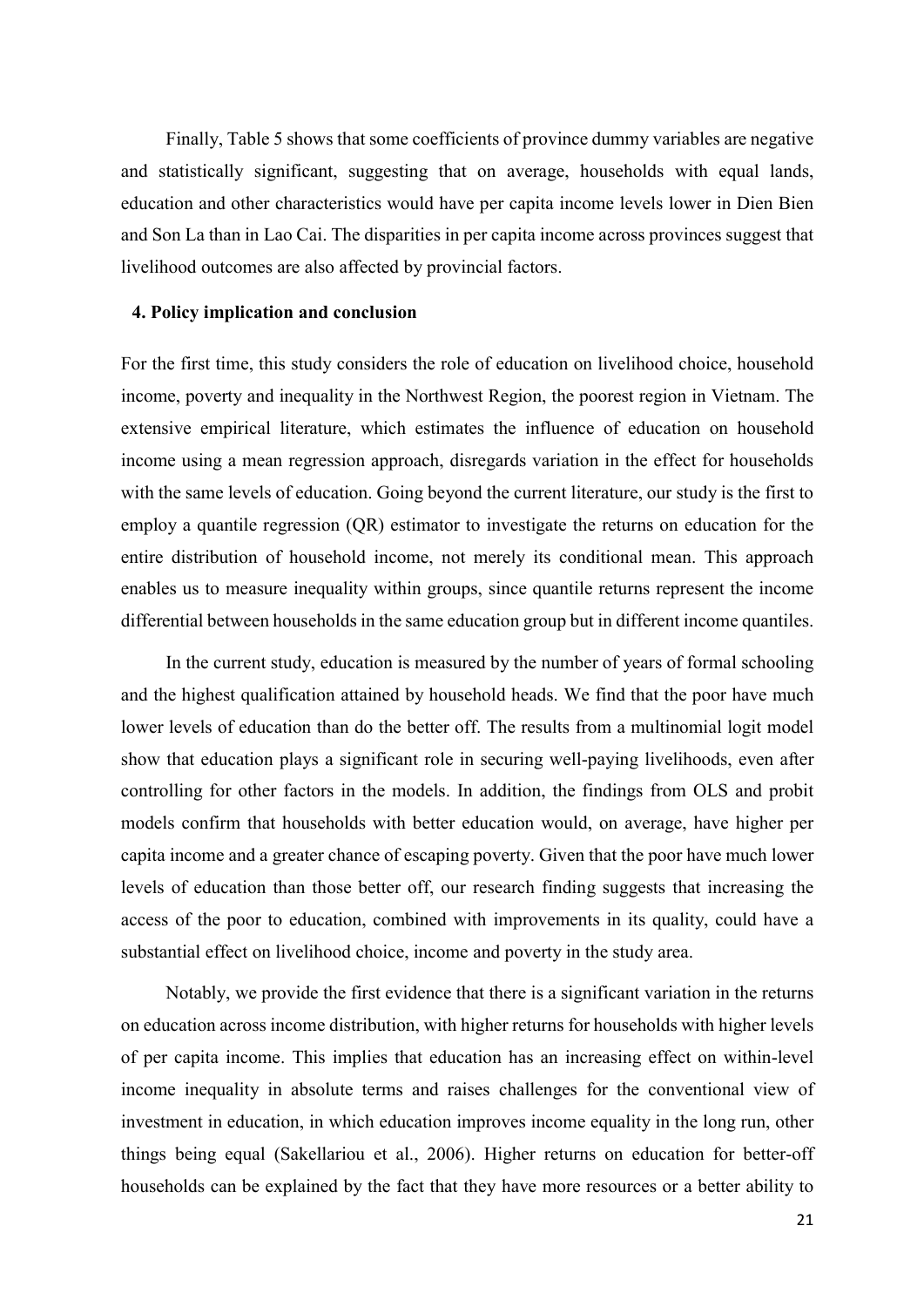Finally, Table 5 shows that some coefficients of province dummy variables are negative and statistically significant, suggesting that on average, households with equal lands, education and other characteristics would have per capita income levels lower in Dien Bien and Son La than in Lao Cai. The disparities in per capita income across provinces suggest that livelihood outcomes are also affected by provincial factors.

## 4. Policy implication and conclusion

For the first time, this study considers the role of education on livelihood choice, household income, poverty and inequality in the Northwest Region, the poorest region in Vietnam. The extensive empirical literature, which estimates the influence of education on household income using a mean regression approach, disregards variation in the effect for households with the same levels of education. Going beyond the current literature, our study is the first to employ a quantile regression (QR) estimator to investigate the returns on education for the entire distribution of household income, not merely its conditional mean. This approach enables us to measure inequality within groups, since quantile returns represent the income differential between households in the same education group but in different income quantiles.

In the current study, education is measured by the number of years of formal schooling and the highest qualification attained by household heads. We find that the poor have much lower levels of education than do the better off. The results from a multinomial logit model show that education plays a significant role in securing well-paying livelihoods, even after controlling for other factors in the models. In addition, the findings from OLS and probit models confirm that households with better education would, on average, have higher per capita income and a greater chance of escaping poverty. Given that the poor have much lower levels of education than those better off, our research finding suggests that increasing the access of the poor to education, combined with improvements in its quality, could have a substantial effect on livelihood choice, income and poverty in the study area.

Notably, we provide the first evidence that there is a significant variation in the returns on education across income distribution, with higher returns for households with higher levels of per capita income. This implies that education has an increasing effect on within-level income inequality in absolute terms and raises challenges for the conventional view of investment in education, in which education improves income equality in the long run, other things being equal (Sakellariou et al., 2006). Higher returns on education for better-off households can be explained by the fact that they have more resources or a better ability to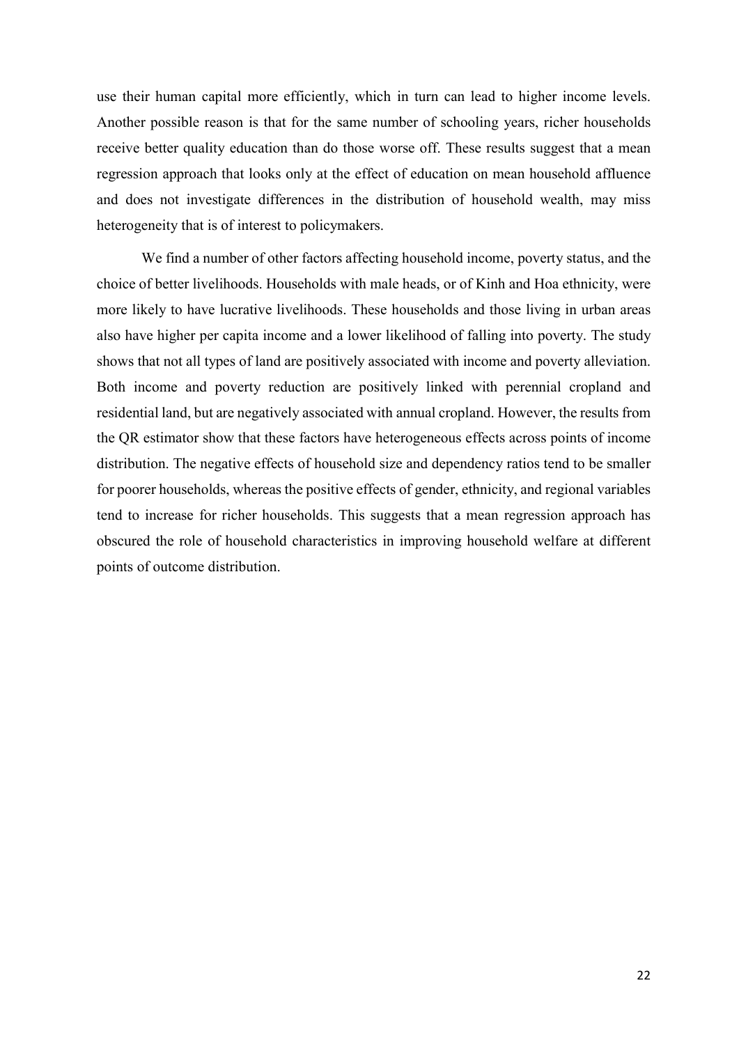use their human capital more efficiently, which in turn can lead to higher income levels. Another possible reason is that for the same number of schooling years, richer households receive better quality education than do those worse off. These results suggest that a mean regression approach that looks only at the effect of education on mean household affluence and does not investigate differences in the distribution of household wealth, may miss heterogeneity that is of interest to policymakers.

We find a number of other factors affecting household income, poverty status, and the choice of better livelihoods. Households with male heads, or of Kinh and Hoa ethnicity, were more likely to have lucrative livelihoods. These households and those living in urban areas also have higher per capita income and a lower likelihood of falling into poverty. The study shows that not all types of land are positively associated with income and poverty alleviation. Both income and poverty reduction are positively linked with perennial cropland and residential land, but are negatively associated with annual cropland. However, the results from the QR estimator show that these factors have heterogeneous effects across points of income distribution. The negative effects of household size and dependency ratios tend to be smaller for poorer households, whereas the positive effects of gender, ethnicity, and regional variables tend to increase for richer households. This suggests that a mean regression approach has obscured the role of household characteristics in improving household welfare at different points of outcome distribution.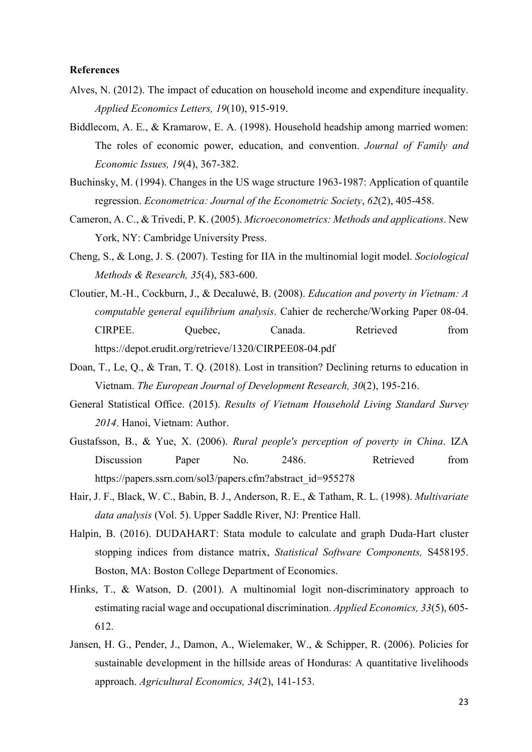**References**

Alves, N. (2012). The impact of education on household income and expenditure inequality. *Applied Economics Letters, 19*(10), 915-919.

Biddlecom, A. E., & Kramarow, E. A. (1998). Household headship among married women: The roles of economic power, education, and convention. *Journal of Family and Economic Issues, 19*(4), 367-382.

Buchinsky, M. (1994). Changes in the US wage structure 1963-1987: Application of quantile regression. *Econometrica: Journal of the Econometric Society*, *62*(2), 405-458.

Cameron, A. C., & Trivedi, P. K. (2005). *Microeconometrics: Methods and applications*. New York, NY: Cambridge University Press.

Cheng, S., & Long, J. S. (2007). Testing for IIA in the multinomial logit model. *Sociological Methods & Research, 35*(4), 583-600.

Cloutier, M.-H., Cockburn, J., & Decaluwé, B. (2008). *Education and poverty in Vietnam: A computable general equilibrium analysis*. Cahier de recherche/Working Paper 08-04. CIRPEE. Quebec, Canada. Retrieved from https://depot.erudit.org/retrieve/1320/CIRPEE08-04.pdf

Doan, T., Le, Q., & Tran, T. Q. (2018). Lost in transition? Declining returns to education in Vietnam. *The European Journal of Development Research, 30*(2), 195-216.

General Statistical Office. (2015). *Results of Vietnam Household Living Standard Survey 2014*. Hanoi, Vietnam: Author.

Gustafsson, B., & Yue, X. (2006). *Rural people's perception of poverty in China*. IZA Discussion Paper No. 2486. Retrieved from https://papers.ssrn.com/sol3/papers.cfm?abstract_id=955278

Hair, J. F., Black, W. C., Babin, B. J., Anderson, R. E., & Tatham, R. L. (1998). *Multivariate data analysis* (Vol. 5). Upper Saddle River, NJ: Prentice Hall.

Halpin, B. (2016). DUDAHART: Stata module to calculate and graph Duda-Hart cluster stopping indices from distance matrix, *Statistical Software Components,* S458195. Boston, MA: Boston College Department of Economics.

Hinks, T., & Watson, D. (2001). A multinomial logit non-discriminatory approach to estimating racial wage and occupational discrimination. *Applied Economics, 33*(5), 605-612.

Jansen, H. G., Pender, J., Damon, A., Wielemaker, W., & Schipper, R. (2006). Policies for sustainable development in the hillside areas of Honduras: A quantitative livelihoods approach. *Agricultural Economics, 34*(2), 141-153.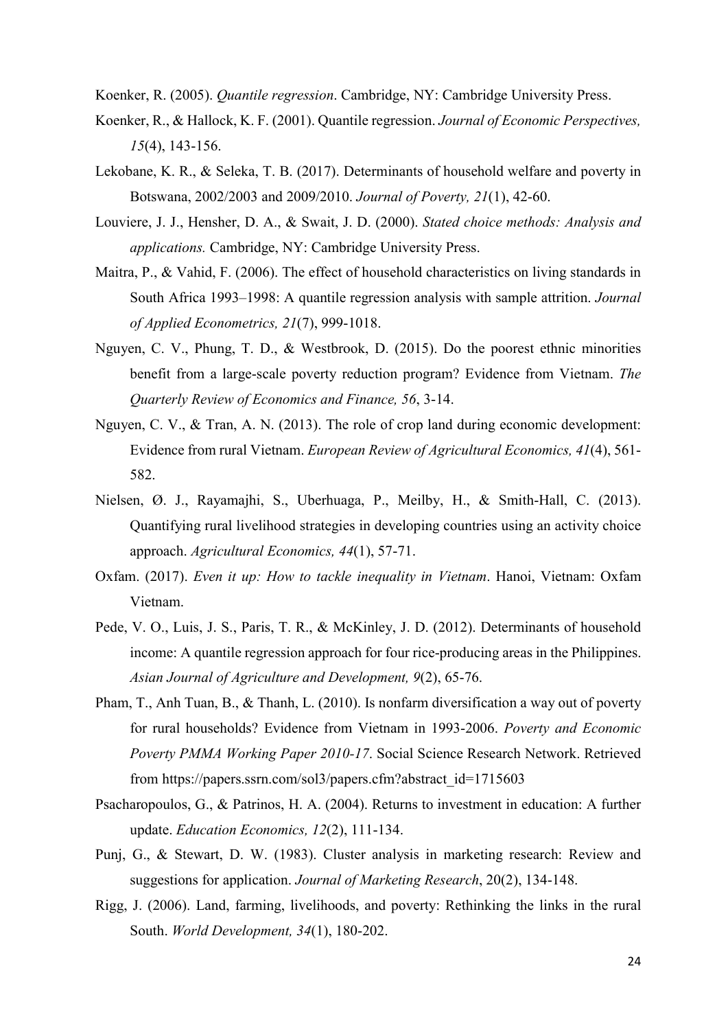Koenker, R. (2005). *Quantile regression*. Cambridge, NY: Cambridge University Press.

Koenker, R., & Hallock, K. F. (2001). Quantile regression. *Journal of Economic Perspectives, 15*(4), 143-156.

Lekobane, K. R., & Seleka, T. B. (2017). Determinants of household welfare and poverty in Botswana, 2002/2003 and 2009/2010. *Journal of Poverty, 21*(1), 42-60.

Louviere, J. J., Hensher, D. A., & Swait, J. D. (2000). *Stated choice methods: Analysis and applications.* Cambridge, NY: Cambridge University Press.

Maitra, P., & Vahid, F. (2006). The effect of household characteristics on living standards in South Africa 1993–1998: A quantile regression analysis with sample attrition. *Journal of Applied Econometrics, 21*(7), 999-1018.

Nguyen, C. V., Phung, T. D., & Westbrook, D. (2015). Do the poorest ethnic minorities benefit from a large-scale poverty reduction program? Evidence from Vietnam. *The Quarterly Review of Economics and Finance, 56*, 3-14.

Nguyen, C. V., & Tran, A. N. (2013). The role of crop land during economic development: Evidence from rural Vietnam. *European Review of Agricultural Economics, 41*(4), 561-582.

Nielsen, Ø. J., Rayamajhi, S., Uberhuaga, P., Meilby, H., & Smith-Hall, C. (2013). Quantifying rural livelihood strategies in developing countries using an activity choice approach. *Agricultural Economics, 44*(1), 57-71.

Oxfam. (2017). *Even it up: How to tackle inequality in Vietnam*. Hanoi, Vietnam: Oxfam Vietnam.

Pede, V. O., Luis, J. S., Paris, T. R., & McKinley, J. D. (2012). Determinants of household income: A quantile regression approach for four rice-producing areas in the Philippines. *Asian Journal of Agriculture and Development, 9*(2), 65-76.

Pham, T., Anh Tuan, B., & Thanh, L. (2010). Is nonfarm diversification a way out of poverty for rural households? Evidence from Vietnam in 1993-2006. *Poverty and Economic Poverty PMMA Working Paper 2010-17*. Social Science Research Network. Retrieved from https://papers.ssrn.com/sol3/papers.cfm?abstract_id=1715603

Psacharopoulos, G., & Patrinos, H. A. (2004). Returns to investment in education: A further update. *Education Economics, 12*(2), 111-134.

Punj, G., & Stewart, D. W. (1983). Cluster analysis in marketing research: Review and suggestions for application. *Journal of Marketing Research*, 20(2), 134-148.

Rigg, J. (2006). Land, farming, livelihoods, and poverty: Rethinking the links in the rural South. *World Development, 34*(1), 180-202.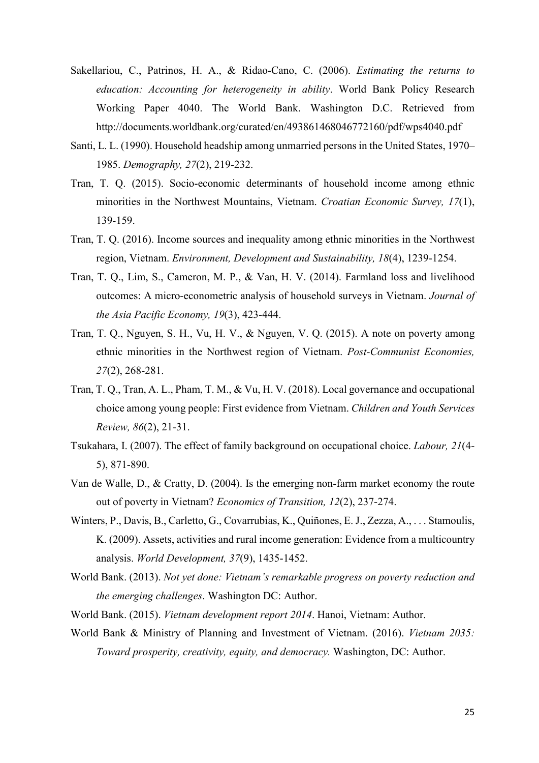Sakellariou, C., Patrinos, H. A., & Ridao-Cano, C. (2006). *Estimating the returns to education: Accounting for heterogeneity in ability*. World Bank Policy Research Working Paper 4040. The World Bank. Washington D.C. Retrieved from http://documents.worldbank.org/curated/en/493861468046772160/pdf/wps4040.pdf

Santi, L. L. (1990). Household headship among unmarried persons in the United States, 1970–1985. *Demography, 27*(2), 219-232.

Tran, T. Q. (2015). Socio-economic determinants of household income among ethnic minorities in the Northwest Mountains, Vietnam. *Croatian Economic Survey, 17*(1), 139-159.

Tran, T. Q. (2016). Income sources and inequality among ethnic minorities in the Northwest region, Vietnam. *Environment, Development and Sustainability, 18*(4), 1239-1254.

Tran, T. Q., Lim, S., Cameron, M. P., & Van, H. V. (2014). Farmland loss and livelihood outcomes: A micro-econometric analysis of household surveys in Vietnam. *Journal of the Asia Pacific Economy, 19*(3), 423-444.

Tran, T. Q., Nguyen, S. H., Vu, H. V., & Nguyen, V. Q. (2015). A note on poverty among ethnic minorities in the Northwest region of Vietnam. *Post-Communist Economies, 27*(2), 268-281.

Tran, T. Q., Tran, A. L., Pham, T. M., & Vu, H. V. (2018). Local governance and occupational choice among young people: First evidence from Vietnam. *Children and Youth Services Review, 86*(2), 21-31.

Tsukahara, I. (2007). The effect of family background on occupational choice. *Labour, 21*(4-5), 871-890.

Van de Walle, D., & Cratty, D. (2004). Is the emerging non-farm market economy the route out of poverty in Vietnam? *Economics of Transition, 12*(2), 237-274.

Winters, P., Davis, B., Carletto, G., Covarrubias, K., Quiñones, E. J., Zezza, A., . . . Stamoulis, K. (2009). Assets, activities and rural income generation: Evidence from a multicountry analysis. *World Development, 37*(9), 1435-1452.

World Bank. (2013). *Not yet done: Vietnam's remarkable progress on poverty reduction and the emerging challenges*. Washington DC: Author.

World Bank. (2015). *Vietnam development report 2014*. Hanoi, Vietnam: Author.

World Bank & Ministry of Planning and Investment of Vietnam. (2016). *Vietnam 2035: Toward prosperity, creativity, equity, and democracy.* Washington, DC: Author.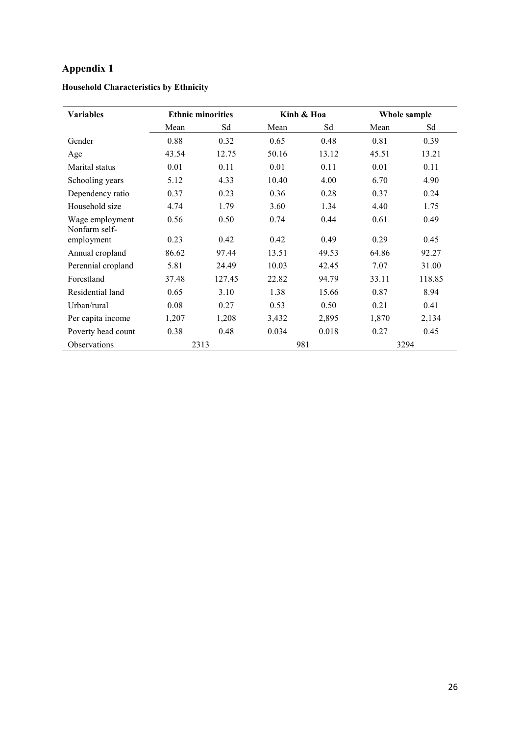# Appendix 1

**Household Characteristics by Ethnicity**

| Variables | Ethnic minorities | | Kinh & Hoa | | Whole sample | |
|---|---|---|---|---|---|---|
| | Mean | Sd | Mean | Sd | Mean | Sd |
| Gender | 0.88 | 0.32 | 0.65 | 0.48 | 0.81 | 0.39 |
| Age | 43.54 | 12.75 | 50.16 | 13.12 | 45.51 | 13.21 |
| Marital status | 0.01 | 0.11 | 0.01 | 0.11 | 0.01 | 0.11 |
| Schooling years | 5.12 | 4.33 | 10.40 | 4.00 | 6.70 | 4.90 |
| Dependency ratio | 0.37 | 0.23 | 0.36 | 0.28 | 0.37 | 0.24 |
| Household size | 4.74 | 1.79 | 3.60 | 1.34 | 4.40 | 1.75 |
| Wage employment | 0.56 | 0.50 | 0.74 | 0.44 | 0.61 | 0.49 |
| Nonfarm self-employment | 0.23 | 0.42 | 0.42 | 0.49 | 0.29 | 0.45 |
| Annual cropland | 86.62 | 97.44 | 13.51 | 49.53 | 64.86 | 92.27 |
| Perennial cropland | 5.81 | 24.49 | 10.03 | 42.45 | 7.07 | 31.00 |
| Forestland | 37.48 | 127.45 | 22.82 | 94.79 | 33.11 | 118.85 |
| Residential land | 0.65 | 3.10 | 1.38 | 15.66 | 0.87 | 8.94 |
| Urban/rural | 0.08 | 0.27 | 0.53 | 0.50 | 0.21 | 0.41 |
| Per capita income | 1,207 | 1,208 | 3,432 | 2,895 | 1,870 | 2,134 |
| Poverty head count | 0.38 | 0.48 | 0.034 | 0.018 | 0.27 | 0.45 |
| Observations | 2313 | | 981 | | 3294 | |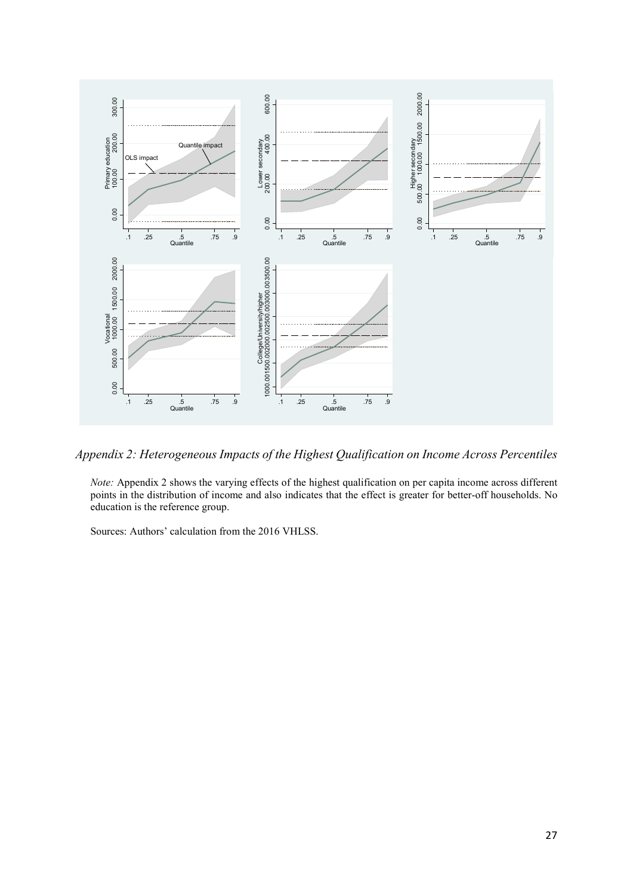Primary education
300.00
200.00
100.00
0.00
OLS impact
Quantile impact
.1 .25 .5 .75 .9
Quantile

Lower secondary
600.00
400.00
200.00
0.00
.1 .25 .5 .75 .9
Quantile

Higher secondary
2000.00
1500.00
1000.00
500.00
0.00
.1 .25 .5 .75 .9
Quantile

Vocational
2000.00
1500.00
1000.00
500.00
0.00
.1 .25 .5 .75 .9
Quantile

College/University/higher
1000.001500.002000.002500.003000.003500.00
.1 .25 .5 .75 .9
Quantile

*Appendix 2: Heterogeneous Impacts of the Highest Qualification on Income Across Percentiles*

*Note:* Appendix 2 shows the varying effects of the highest qualification on per capita income across different points in the distribution of income and also indicates that the effect is greater for better-off households. No education is the reference group.

Sources: Authors' calculation from the 2016 VHLSS.